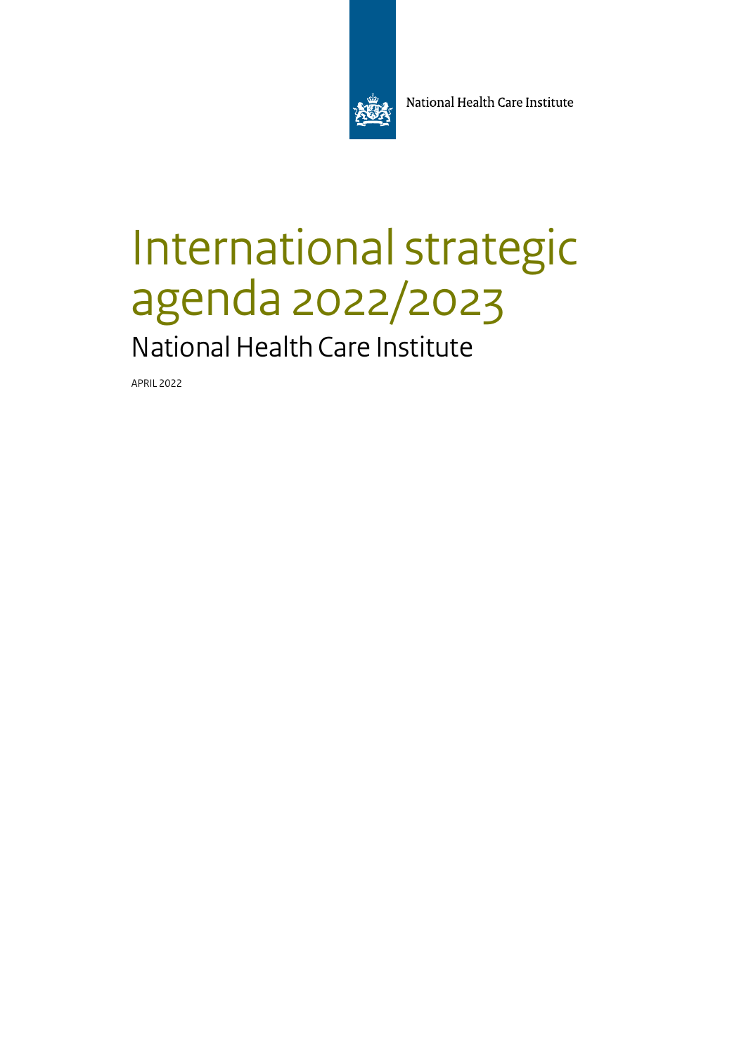National Health Care Institute

# International strategic agenda 2022/2023

## National Health Care Institute

APRIL 2022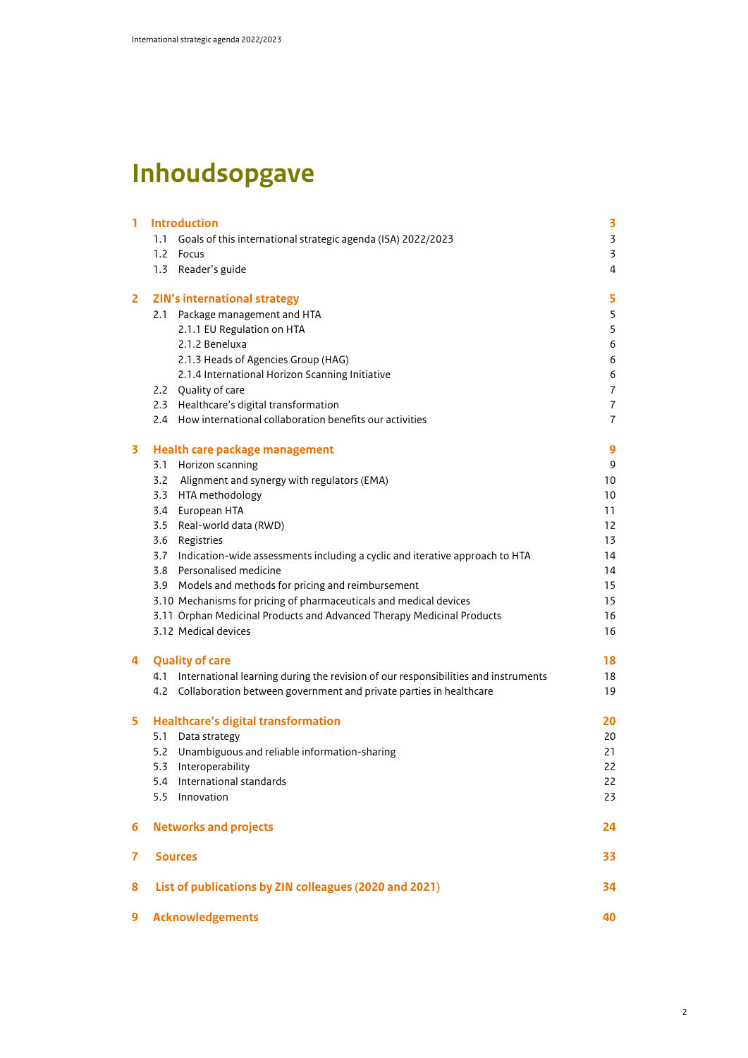# Inhoudsopgave

| | | |
|---|---|---|
| **1** | **Introduction** | **3** |
| | 1.1 Goals of this international strategic agenda (ISA) 2022/2023 | 3 |
| | 1.2 Focus | 3 |
| | 1.3 Reader's guide | 4 |
| **2** | **ZIN's international strategy** | **5** |
| | 2.1 Package management and HTA | 5 |
| | 2.1.1 EU Regulation on HTA | 5 |
| | 2.1.2 Beneluxa | 6 |
| | 2.1.3 Heads of Agencies Group (HAG) | 6 |
| | 2.1.4 International Horizon Scanning Initiative | 6 |
| | 2.2 Quality of care | 7 |
| | 2.3 Healthcare's digital transformation | 7 |
| | 2.4 How international collaboration benefits our activities | 7 |
| **3** | **Health care package management** | **9** |
| | 3.1 Horizon scanning | 9 |
| | 3.2 Alignment and synergy with regulators (EMA) | 10 |
| | 3.3 HTA methodology | 10 |
| | 3.4 European HTA | 11 |
| | 3.5 Real-world data (RWD) | 12 |
| | 3.6 Registries | 13 |
| | 3.7 Indication-wide assessments including a cyclic and iterative approach to HTA | 14 |
| | 3.8 Personalised medicine | 14 |
| | 3.9 Models and methods for pricing and reimbursement | 15 |
| | 3.10 Mechanisms for pricing of pharmaceuticals and medical devices | 15 |
| | 3.11 Orphan Medicinal Products and Advanced Therapy Medicinal Products | 16 |
| | 3.12 Medical devices | 16 |
| **4** | **Quality of care** | **18** |
| | 4.1 International learning during the revision of our responsibilities and instruments | 18 |
| | 4.2 Collaboration between government and private parties in healthcare | 19 |
| **5** | **Healthcare's digital transformation** | **20** |
| | 5.1 Data strategy | 20 |
| | 5.2 Unambiguous and reliable information-sharing | 21 |
| | 5.3 Interoperability | 22 |
| | 5.4 International standards | 22 |
| | 5.5 Innovation | 23 |
| **6** | **Networks and projects** | **24** |
| **7** | **Sources** | **33** |
| **8** | **List of publications by ZIN colleagues (2020 and 2021)** | **34** |
| **9** | **Acknowledgements** | **40** |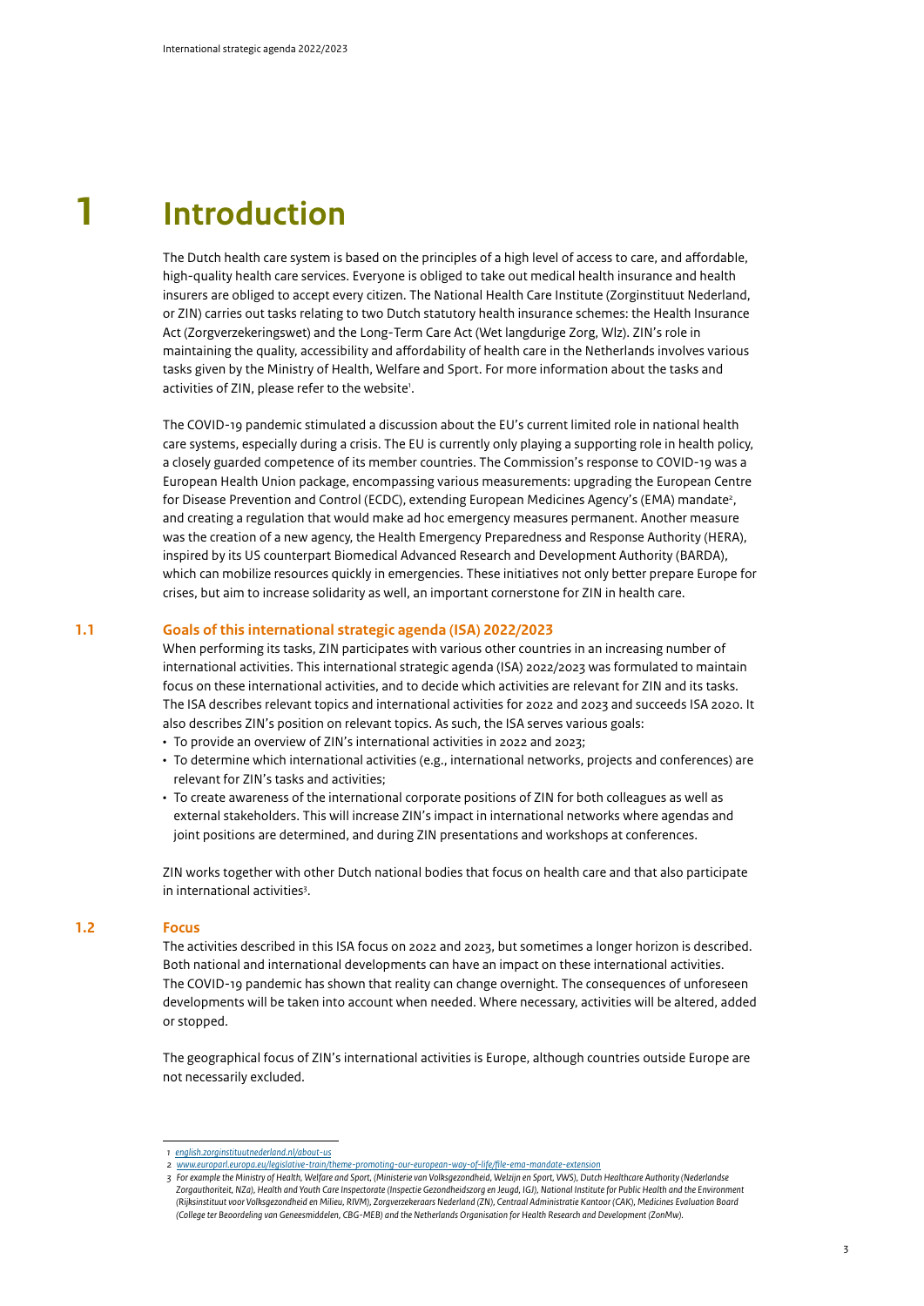# 1 Introduction

The Dutch health care system is based on the principles of a high level of access to care, and affordable, high-quality health care services. Everyone is obliged to take out medical health insurance and health insurers are obliged to accept every citizen. The National Health Care Institute (Zorginstituut Nederland, or ZIN) carries out tasks relating to two Dutch statutory health insurance schemes: the Health Insurance Act (Zorgverzekeringswet) and the Long-Term Care Act (Wet langdurige Zorg, Wlz). ZIN's role in maintaining the quality, accessibility and affordability of health care in the Netherlands involves various tasks given by the Ministry of Health, Welfare and Sport. For more information about the tasks and activities of ZIN, please refer to the website[1].

The COVID-19 pandemic stimulated a discussion about the EU's current limited role in national health care systems, especially during a crisis. The EU is currently only playing a supporting role in health policy, a closely guarded competence of its member countries. The Commission's response to COVID-19 was a European Health Union package, encompassing various measurements: upgrading the European Centre for Disease Prevention and Control (ECDC), extending European Medicines Agency's (EMA) mandate[2], and creating a regulation that would make ad hoc emergency measures permanent. Another measure was the creation of a new agency, the Health Emergency Preparedness and Response Authority (HERA), inspired by its US counterpart Biomedical Advanced Research and Development Authority (BARDA), which can mobilize resources quickly in emergencies. These initiatives not only better prepare Europe for crises, but aim to increase solidarity as well, an important cornerstone for ZIN in health care.

## 1.1 Goals of this international strategic agenda (ISA) 2022/2023

When performing its tasks, ZIN participates with various other countries in an increasing number of international activities. This international strategic agenda (ISA) 2022/2023 was formulated to maintain focus on these international activities, and to decide which activities are relevant for ZIN and its tasks. The ISA describes relevant topics and international activities for 2022 and 2023 and succeeds ISA 2020. It also describes ZIN's position on relevant topics. As such, the ISA serves various goals:

- To provide an overview of ZIN's international activities in 2022 and 2023;
- To determine which international activities (e.g., international networks, projects and conferences) are relevant for ZIN's tasks and activities;
- To create awareness of the international corporate positions of ZIN for both colleagues as well as external stakeholders. This will increase ZIN's impact in international networks where agendas and joint positions are determined, and during ZIN presentations and workshops at conferences.

ZIN works together with other Dutch national bodies that focus on health care and that also participate in international activities[3].

## 1.2 Focus

The activities described in this ISA focus on 2022 and 2023, but sometimes a longer horizon is described. Both national and international developments can have an impact on these international activities. The COVID-19 pandemic has shown that reality can change overnight. The consequences of unforeseen developments will be taken into account when needed. Where necessary, activities will be altered, added or stopped.

The geographical focus of ZIN's international activities is Europe, although countries outside Europe are not necessarily excluded.

---

1 english.zorginstituutnederland.nl/about-us

2 www.europarl.europa.eu/legislative-train/theme-promoting-our-european-way-of-life/file-ema-mandate-extension

3 *For example the Ministry of Health, Welfare and Sport, (Ministerie van Volksgezondheid, Welzijn en Sport, VWS), Dutch Healthcare Authority (Nederlandse Zorgauthoriteit, NZa), Health and Youth Care Inspectorate (Inspectie Gezondheidszorg en Jeugd, IGJ), National Institute for Public Health and the Environment (Rijksinstituut voor Volksgezondheid en Milieu, RIVM), Zorgverzekeraars Nederland (ZN), Centraal Administratie Kantoor (CAK), Medicines Evaluation Board (College ter Beoordeling van Geneesmiddelen, CBG-MEB) and the Netherlands Organisation for Health Research and Development (ZonMw).*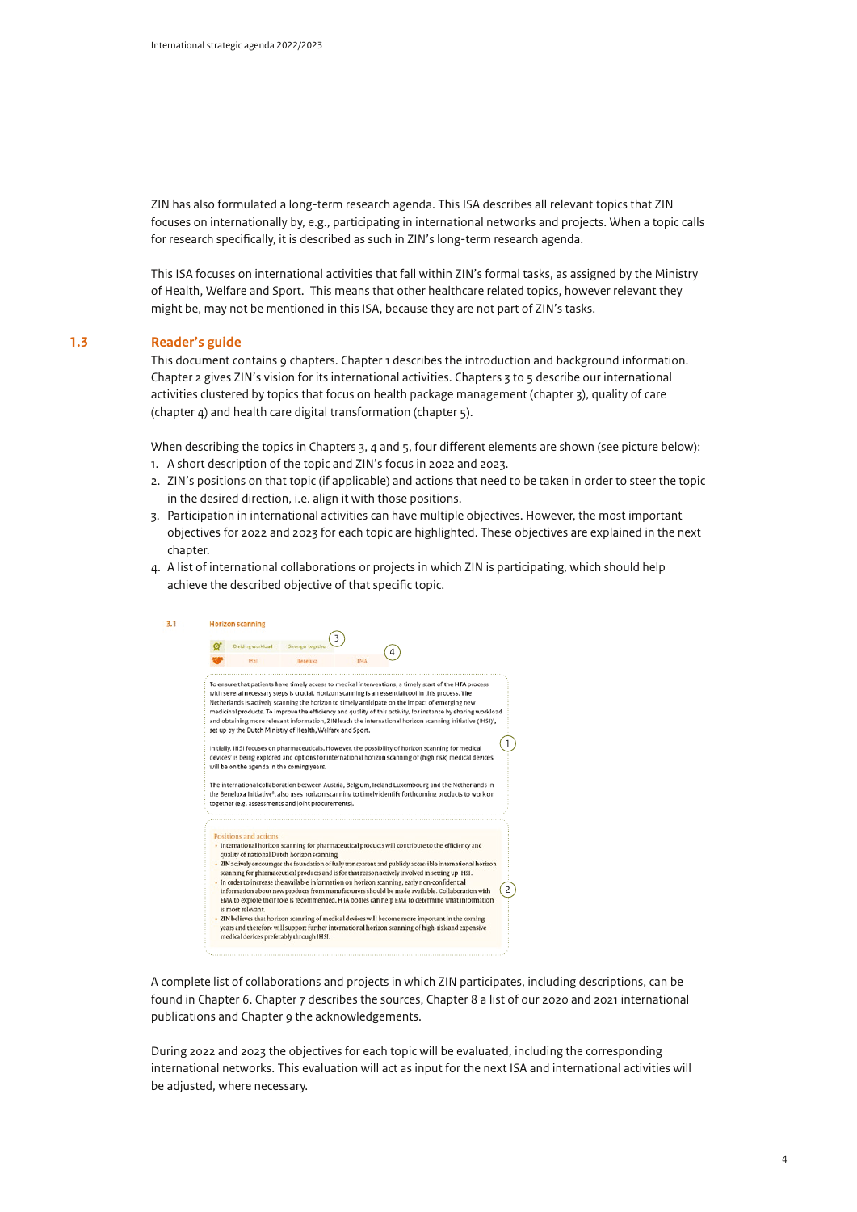ZIN has also formulated a long-term research agenda. This ISA describes all relevant topics that ZIN focuses on internationally by, e.g., participating in international networks and projects. When a topic calls for research specifically, it is described as such in ZIN's long-term research agenda.

This ISA focuses on international activities that fall within ZIN's formal tasks, as assigned by the Ministry of Health, Welfare and Sport. This means that other healthcare related topics, however relevant they might be, may not be mentioned in this ISA, because they are not part of ZIN's tasks.

## 1.3 Reader's guide

This document contains 9 chapters. Chapter 1 describes the introduction and background information. Chapter 2 gives ZIN's vision for its international activities. Chapters 3 to 5 describe our international activities clustered by topics that focus on health package management (chapter 3), quality of care (chapter 4) and health care digital transformation (chapter 5).

When describing the topics in Chapters 3, 4 and 5, four different elements are shown (see picture below):

1. A short description of the topic and ZIN's focus in 2022 and 2023.
2. ZIN's positions on that topic (if applicable) and actions that need to be taken in order to steer the topic in the desired direction, i.e. align it with those positions.
3. Participation in international activities can have multiple objectives. However, the most important objectives for 2022 and 2023 for each topic are highlighted. These objectives are explained in the next chapter.
4. A list of international collaborations or projects in which ZIN is participating, which should help achieve the described objective of that specific topic.

3.1 Horizon scanning

Dividing workload | Stronger together (3)

IHSI | Beneluxa | EMA (4)

To ensure that patients have timely access to medical interventions, a timely start of the HTA process with several necessary steps is crucial. Horizon scanning is an essential tool in this process. The Netherlands is actively scanning the horizon to timely anticipate on the impact of emerging new medicinal products. To improve the efficiency and quality of this activity, for instance by sharing workload and obtaining more relevant information, ZIN leads the international horizon scanning initiative (IHSI)[1], set up by the Dutch Ministry of Health, Welfare and Sport.

Initially, IHSI focuses on pharmaceuticals. However, the possibility of horizon scanning for medical devices[2] is being explored and options for international horizon scanning of (high risk) medical devices will be on the agenda in the coming years.

The international collaboration between Austria, Belgium, Ireland Luxembourg and the Netherlands in the Beneluxa Initiative[3], also uses horizon scanning to timely identify forthcoming products to work on together (e.g. assessments and joint procurements). (1)

Positions and actions

- International horizon scanning for pharmaceutical products will contribute to the efficiency and quality of national Dutch horizon scanning
- ZIN actively encourages the foundation of fully transparent and publicly accessible international horizon scanning for pharmaceutical products and is for that reason actively involved in setting up IHSI.
- In order to increase the available information on horizon scanning, early non-confidential information about new products from manufacturers should be made available. Collaboration with EMA to explore their role is recommended. HTA bodies can help EMA to determine what information is most relevant.
- ZIN believes that horizon scanning of medical devices will become more important in the coming years and therefore will support further international horizon scanning of high-risk and expensive medical devices preferably through IHSI. (2)

A complete list of collaborations and projects in which ZIN participates, including descriptions, can be found in Chapter 6. Chapter 7 describes the sources, Chapter 8 a list of our 2020 and 2021 international publications and Chapter 9 the acknowledgements.

During 2022 and 2023 the objectives for each topic will be evaluated, including the corresponding international networks. This evaluation will act as input for the next ISA and international activities will be adjusted, where necessary.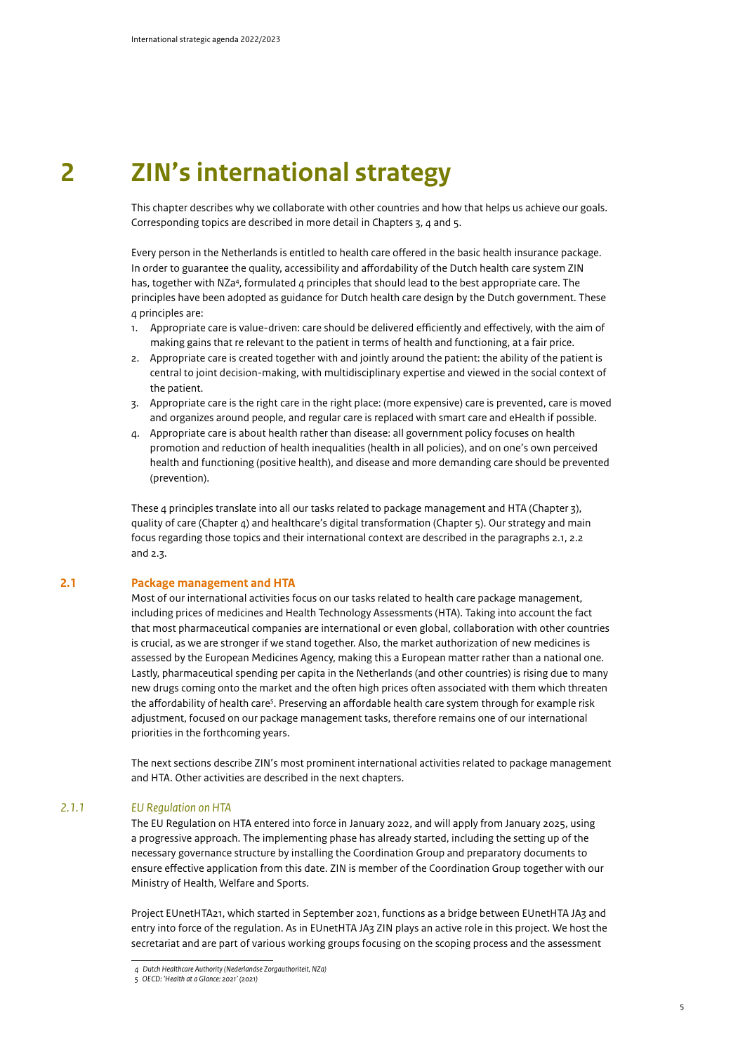# 2 ZIN's international strategy

This chapter describes why we collaborate with other countries and how that helps us achieve our goals. Corresponding topics are described in more detail in Chapters 3, 4 and 5.

Every person in the Netherlands is entitled to health care offered in the basic health insurance package. In order to guarantee the quality, accessibility and affordability of the Dutch health care system ZIN has, together with NZa[4], formulated 4 principles that should lead to the best appropriate care. The principles have been adopted as guidance for Dutch health care design by the Dutch government. These 4 principles are:

1. Appropriate care is value-driven: care should be delivered efficiently and effectively, with the aim of making gains that re relevant to the patient in terms of health and functioning, at a fair price.
2. Appropriate care is created together with and jointly around the patient: the ability of the patient is central to joint decision-making, with multidisciplinary expertise and viewed in the social context of the patient.
3. Appropriate care is the right care in the right place: (more expensive) care is prevented, care is moved and organizes around people, and regular care is replaced with smart care and eHealth if possible.
4. Appropriate care is about health rather than disease: all government policy focuses on health promotion and reduction of health inequalities (health in all policies), and on one's own perceived health and functioning (positive health), and disease and more demanding care should be prevented (prevention).

These 4 principles translate into all our tasks related to package management and HTA (Chapter 3), quality of care (Chapter 4) and healthcare's digital transformation (Chapter 5). Our strategy and main focus regarding those topics and their international context are described in the paragraphs 2.1, 2.2 and 2.3.

## 2.1 Package management and HTA

Most of our international activities focus on our tasks related to health care package management, including prices of medicines and Health Technology Assessments (HTA). Taking into account the fact that most pharmaceutical companies are international or even global, collaboration with other countries is crucial, as we are stronger if we stand together. Also, the market authorization of new medicines is assessed by the European Medicines Agency, making this a European matter rather than a national one. Lastly, pharmaceutical spending per capita in the Netherlands (and other countries) is rising due to many new drugs coming onto the market and the often high prices often associated with them which threaten the affordability of health care[5]. Preserving an affordable health care system through for example risk adjustment, focused on our package management tasks, therefore remains one of our international priorities in the forthcoming years.

The next sections describe ZIN's most prominent international activities related to package management and HTA. Other activities are described in the next chapters.

### 2.1.1 *EU Regulation on HTA*

The EU Regulation on HTA entered into force in January 2022, and will apply from January 2025, using a progressive approach. The implementing phase has already started, including the setting up of the necessary governance structure by installing the Coordination Group and preparatory documents to ensure effective application from this date. ZIN is member of the Coordination Group together with our Ministry of Health, Welfare and Sports.

Project EUnetHTA21, which started in September 2021, functions as a bridge between EUnetHTA JA3 and entry into force of the regulation. As in EUnetHTA JA3 ZIN plays an active role in this project. We host the secretariat and are part of various working groups focusing on the scoping process and the assessment

---

4 *Dutch Healthcare Authority (Nederlandse Zorgauthoriteit, NZa)*

5 *OECD: 'Health at a Glance: 2021' (2021)*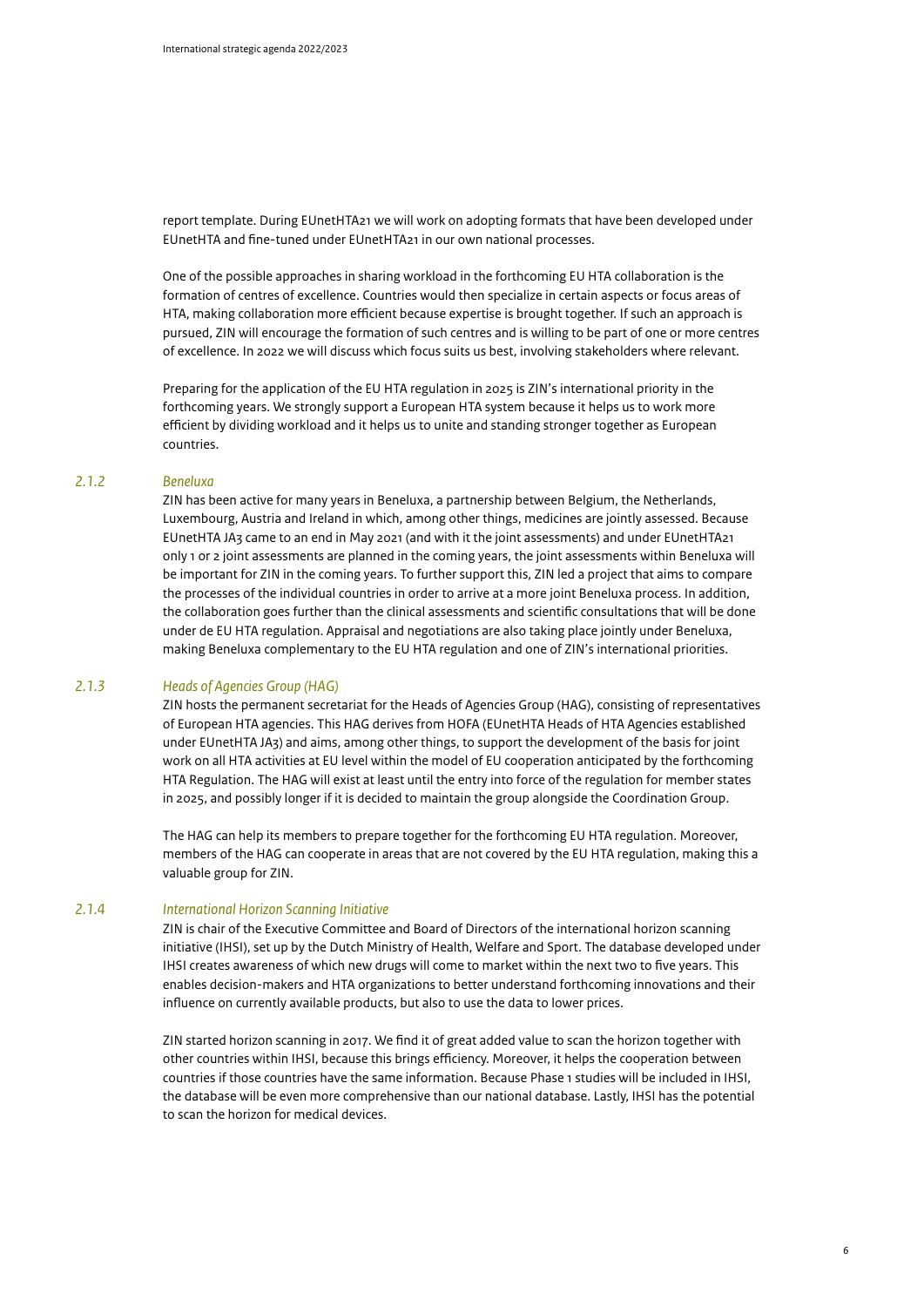report template. During EUnetHTA21 we will work on adopting formats that have been developed under EUnetHTA and fine-tuned under EUnetHTA21 in our own national processes.

One of the possible approaches in sharing workload in the forthcoming EU HTA collaboration is the formation of centres of excellence. Countries would then specialize in certain aspects or focus areas of HTA, making collaboration more efficient because expertise is brought together. If such an approach is pursued, ZIN will encourage the formation of such centres and is willing to be part of one or more centres of excellence. In 2022 we will discuss which focus suits us best, involving stakeholders where relevant.

Preparing for the application of the EU HTA regulation in 2025 is ZIN's international priority in the forthcoming years. We strongly support a European HTA system because it helps us to work more efficient by dividing workload and it helps us to unite and standing stronger together as European countries.

### *2.1.2 Beneluxa*

ZIN has been active for many years in Beneluxa, a partnership between Belgium, the Netherlands, Luxembourg, Austria and Ireland in which, among other things, medicines are jointly assessed. Because EUnetHTA JA3 came to an end in May 2021 (and with it the joint assessments) and under EUnetHTA21 only 1 or 2 joint assessments are planned in the coming years, the joint assessments within Beneluxa will be important for ZIN in the coming years. To further support this, ZIN led a project that aims to compare the processes of the individual countries in order to arrive at a more joint Beneluxa process. In addition, the collaboration goes further than the clinical assessments and scientific consultations that will be done under de EU HTA regulation. Appraisal and negotiations are also taking place jointly under Beneluxa, making Beneluxa complementary to the EU HTA regulation and one of ZIN's international priorities.

### *2.1.3 Heads of Agencies Group (HAG)*

ZIN hosts the permanent secretariat for the Heads of Agencies Group (HAG), consisting of representatives of European HTA agencies. This HAG derives from HOFA (EUnetHTA Heads of HTA Agencies established under EUnetHTA JA3) and aims, among other things, to support the development of the basis for joint work on all HTA activities at EU level within the model of EU cooperation anticipated by the forthcoming HTA Regulation. The HAG will exist at least until the entry into force of the regulation for member states in 2025, and possibly longer if it is decided to maintain the group alongside the Coordination Group.

The HAG can help its members to prepare together for the forthcoming EU HTA regulation. Moreover, members of the HAG can cooperate in areas that are not covered by the EU HTA regulation, making this a valuable group for ZIN.

### *2.1.4 International Horizon Scanning Initiative*

ZIN is chair of the Executive Committee and Board of Directors of the international horizon scanning initiative (IHSI), set up by the Dutch Ministry of Health, Welfare and Sport. The database developed under IHSI creates awareness of which new drugs will come to market within the next two to five years. This enables decision-makers and HTA organizations to better understand forthcoming innovations and their influence on currently available products, but also to use the data to lower prices.

ZIN started horizon scanning in 2017. We find it of great added value to scan the horizon together with other countries within IHSI, because this brings efficiency. Moreover, it helps the cooperation between countries if those countries have the same information. Because Phase 1 studies will be included in IHSI, the database will be even more comprehensive than our national database. Lastly, IHSI has the potential to scan the horizon for medical devices.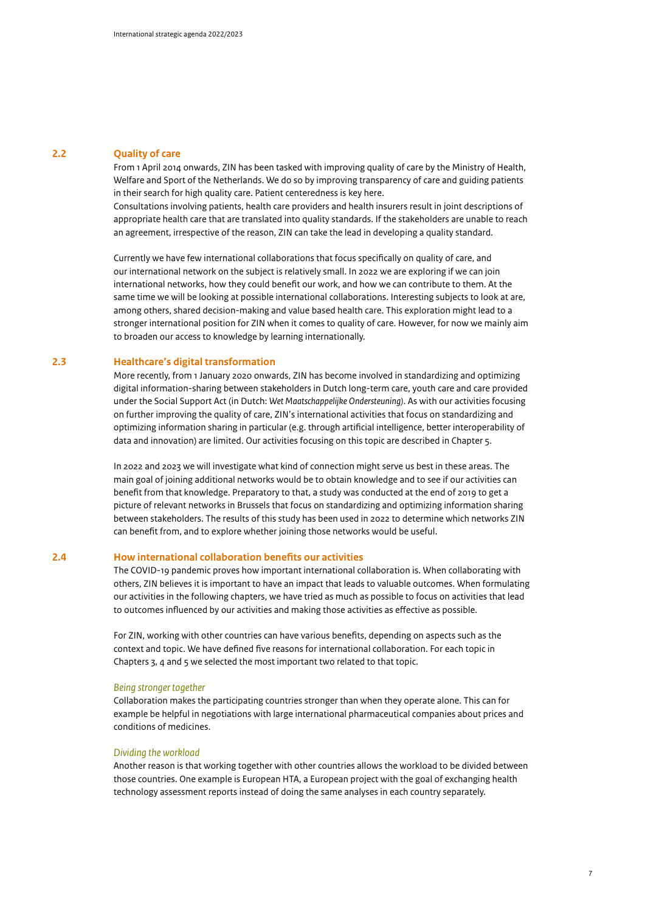## 2.2 Quality of care

From 1 April 2014 onwards, ZIN has been tasked with improving quality of care by the Ministry of Health, Welfare and Sport of the Netherlands. We do so by improving transparency of care and guiding patients in their search for high quality care. Patient centeredness is key here.
Consultations involving patients, health care providers and health insurers result in joint descriptions of appropriate health care that are translated into quality standards. If the stakeholders are unable to reach an agreement, irrespective of the reason, ZIN can take the lead in developing a quality standard.

Currently we have few international collaborations that focus specifically on quality of care, and our international network on the subject is relatively small. In 2022 we are exploring if we can join international networks, how they could benefit our work, and how we can contribute to them. At the same time we will be looking at possible international collaborations. Interesting subjects to look at are, among others, shared decision-making and value based health care. This exploration might lead to a stronger international position for ZIN when it comes to quality of care. However, for now we mainly aim to broaden our access to knowledge by learning internationally.

## 2.3 Healthcare's digital transformation

More recently, from 1 January 2020 onwards, ZIN has become involved in standardizing and optimizing digital information-sharing between stakeholders in Dutch long-term care, youth care and care provided under the Social Support Act (in Dutch: *Wet Maatschappelijke Ondersteuning*). As with our activities focusing on further improving the quality of care, ZIN's international activities that focus on standardizing and optimizing information sharing in particular (e.g. through artificial intelligence, better interoperability of data and innovation) are limited. Our activities focusing on this topic are described in Chapter 5.

In 2022 and 2023 we will investigate what kind of connection might serve us best in these areas. The main goal of joining additional networks would be to obtain knowledge and to see if our activities can benefit from that knowledge. Preparatory to that, a study was conducted at the end of 2019 to get a picture of relevant networks in Brussels that focus on standardizing and optimizing information sharing between stakeholders. The results of this study has been used in 2022 to determine which networks ZIN can benefit from, and to explore whether joining those networks would be useful.

## 2.4 How international collaboration benefits our activities

The COVID-19 pandemic proves how important international collaboration is. When collaborating with others, ZIN believes it is important to have an impact that leads to valuable outcomes. When formulating our activities in the following chapters, we have tried as much as possible to focus on activities that lead to outcomes influenced by our activities and making those activities as effective as possible.

For ZIN, working with other countries can have various benefits, depending on aspects such as the context and topic. We have defined five reasons for international collaboration. For each topic in Chapters 3, 4 and 5 we selected the most important two related to that topic.

*Being stronger together*

Collaboration makes the participating countries stronger than when they operate alone. This can for example be helpful in negotiations with large international pharmaceutical companies about prices and conditions of medicines.

*Dividing the workload*

Another reason is that working together with other countries allows the workload to be divided between those countries. One example is European HTA, a European project with the goal of exchanging health technology assessment reports instead of doing the same analyses in each country separately.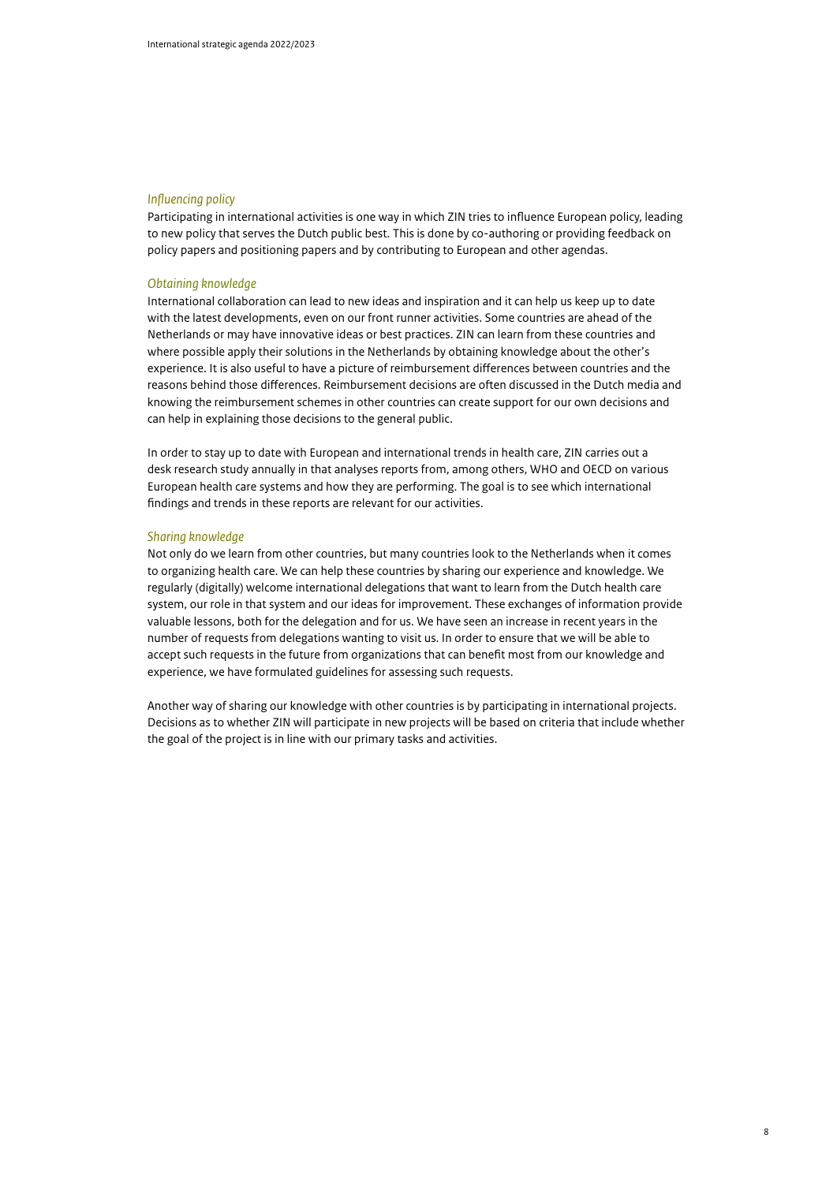*Influencing policy*

Participating in international activities is one way in which ZIN tries to influence European policy, leading to new policy that serves the Dutch public best. This is done by co-authoring or providing feedback on policy papers and positioning papers and by contributing to European and other agendas.

*Obtaining knowledge*

International collaboration can lead to new ideas and inspiration and it can help us keep up to date with the latest developments, even on our front runner activities. Some countries are ahead of the Netherlands or may have innovative ideas or best practices. ZIN can learn from these countries and where possible apply their solutions in the Netherlands by obtaining knowledge about the other's experience. It is also useful to have a picture of reimbursement differences between countries and the reasons behind those differences. Reimbursement decisions are often discussed in the Dutch media and knowing the reimbursement schemes in other countries can create support for our own decisions and can help in explaining those decisions to the general public.

In order to stay up to date with European and international trends in health care, ZIN carries out a desk research study annually in that analyses reports from, among others, WHO and OECD on various European health care systems and how they are performing. The goal is to see which international findings and trends in these reports are relevant for our activities.

*Sharing knowledge*

Not only do we learn from other countries, but many countries look to the Netherlands when it comes to organizing health care. We can help these countries by sharing our experience and knowledge. We regularly (digitally) welcome international delegations that want to learn from the Dutch health care system, our role in that system and our ideas for improvement. These exchanges of information provide valuable lessons, both for the delegation and for us. We have seen an increase in recent years in the number of requests from delegations wanting to visit us. In order to ensure that we will be able to accept such requests in the future from organizations that can benefit most from our knowledge and experience, we have formulated guidelines for assessing such requests.

Another way of sharing our knowledge with other countries is by participating in international projects. Decisions as to whether ZIN will participate in new projects will be based on criteria that include whether the goal of the project is in line with our primary tasks and activities.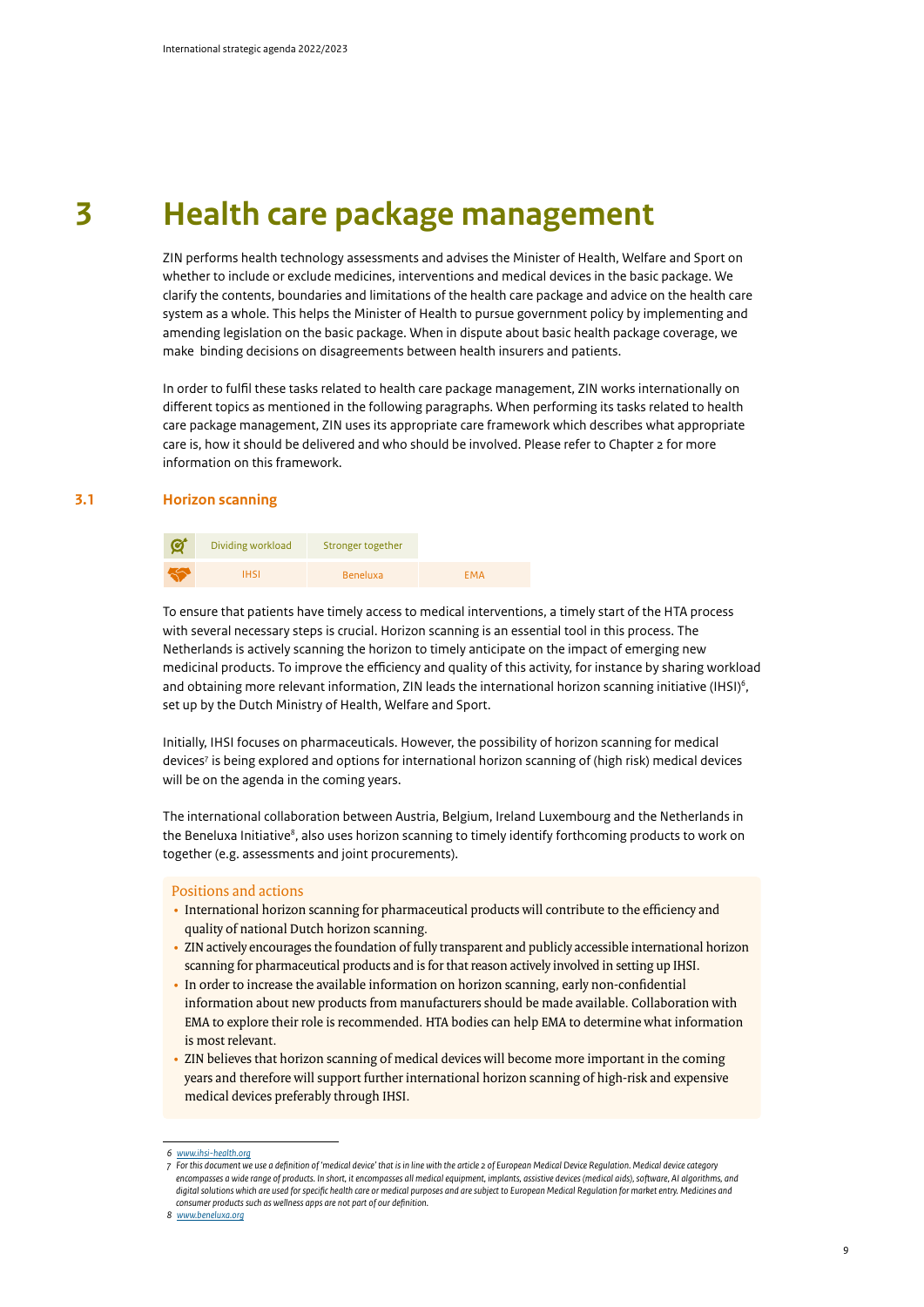# 3 Health care package management

ZIN performs health technology assessments and advises the Minister of Health, Welfare and Sport on whether to include or exclude medicines, interventions and medical devices in the basic package. We clarify the contents, boundaries and limitations of the health care package and advice on the health care system as a whole. This helps the Minister of Health to pursue government policy by implementing and amending legislation on the basic package. When in dispute about basic health package coverage, we make binding decisions on disagreements between health insurers and patients.

In order to fulfil these tasks related to health care package management, ZIN works internationally on different topics as mentioned in the following paragraphs. When performing its tasks related to health care package management, ZIN uses its appropriate care framework which describes what appropriate care is, how it should be delivered and who should be involved. Please refer to Chapter 2 for more information on this framework.

## 3.1 Horizon scanning

| | | | |
|---|---|---|---|
| Goals | Dividing workload | Stronger together | |
| Partners | IHSI | Beneluxa | EMA |

To ensure that patients have timely access to medical interventions, a timely start of the HTA process with several necessary steps is crucial. Horizon scanning is an essential tool in this process. The Netherlands is actively scanning the horizon to timely anticipate on the impact of emerging new medicinal products. To improve the efficiency and quality of this activity, for instance by sharing workload and obtaining more relevant information, ZIN leads the international horizon scanning initiative (IHSI)[6], set up by the Dutch Ministry of Health, Welfare and Sport.

Initially, IHSI focuses on pharmaceuticals. However, the possibility of horizon scanning for medical devices[7] is being explored and options for international horizon scanning of (high risk) medical devices will be on the agenda in the coming years.

The international collaboration between Austria, Belgium, Ireland Luxembourg and the Netherlands in the Beneluxa Initiative[8], also uses horizon scanning to timely identify forthcoming products to work on together (e.g. assessments and joint procurements).

### Positions and actions

- International horizon scanning for pharmaceutical products will contribute to the efficiency and quality of national Dutch horizon scanning.
- ZIN actively encourages the foundation of fully transparent and publicly accessible international horizon scanning for pharmaceutical products and is for that reason actively involved in setting up IHSI.
- In order to increase the available information on horizon scanning, early non-confidential information about new products from manufacturers should be made available. Collaboration with EMA to explore their role is recommended. HTA bodies can help EMA to determine what information is most relevant.
- ZIN believes that horizon scanning of medical devices will become more important in the coming years and therefore will support further international horizon scanning of high-risk and expensive medical devices preferably through IHSI.

---

6 www.ihsi-health.org

7 *For this document we use a definition of 'medical device' that is in line with the article 2 of European Medical Device Regulation. Medical device category encompasses a wide range of products. In short, it encompasses all medical equipment, implants, assistive devices (medical aids), software, AI algorithms, and digital solutions which are used for specific health care or medical purposes and are subject to European Medical Regulation for market entry. Medicines and consumer products such as wellness apps are not part of our definition.*

8 www.beneluxa.org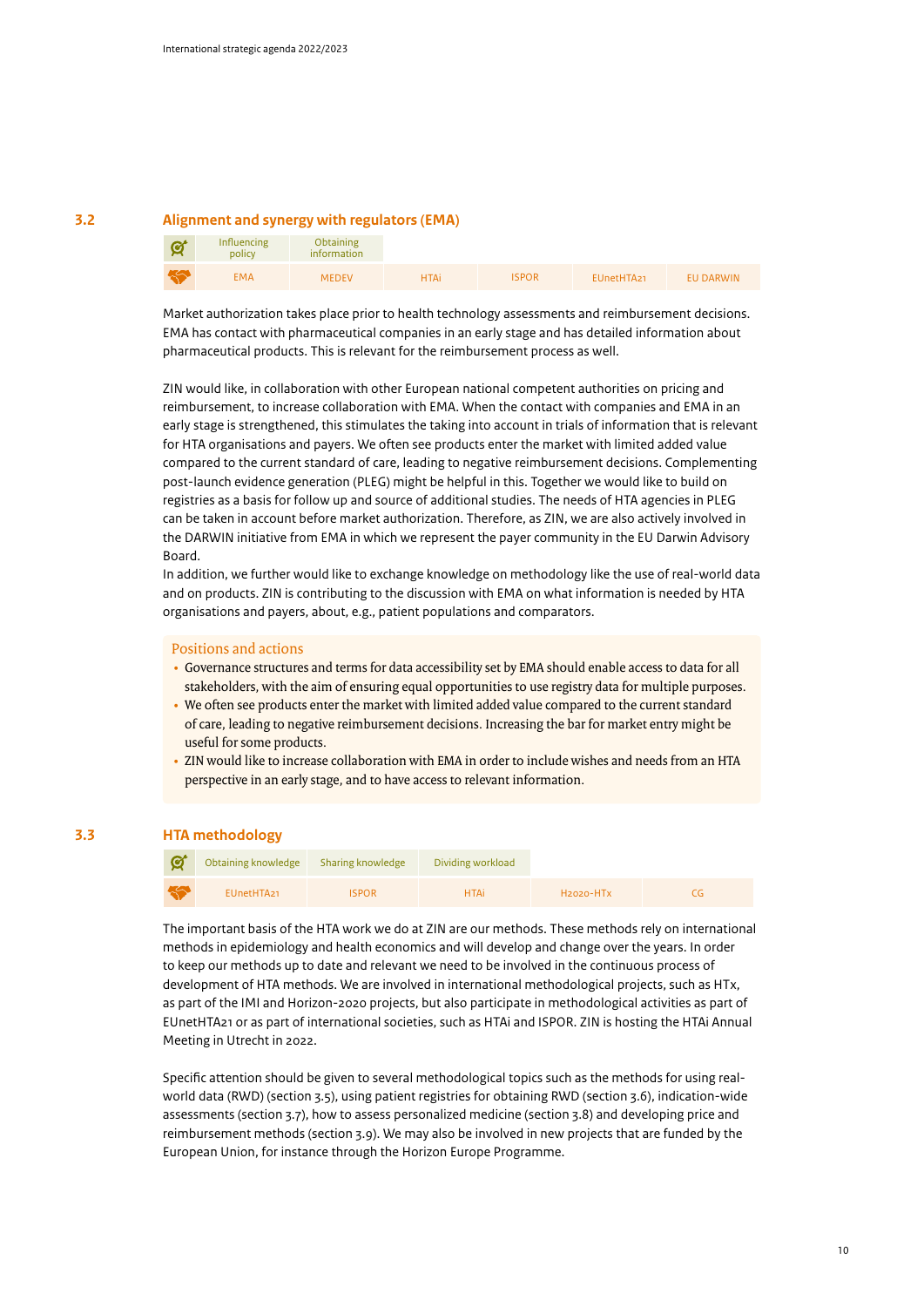## 3.2 Alignment and synergy with regulators (EMA)

| Influencing policy | Obtaining information | | | | |
|---|---|---|---|---|---|
| EMA | MEDEV | HTAi | ISPOR | EUnetHTA21 | EU DARWIN |

Market authorization takes place prior to health technology assessments and reimbursement decisions. EMA has contact with pharmaceutical companies in an early stage and has detailed information about pharmaceutical products. This is relevant for the reimbursement process as well.

ZIN would like, in collaboration with other European national competent authorities on pricing and reimbursement, to increase collaboration with EMA. When the contact with companies and EMA in an early stage is strengthened, this stimulates the taking into account in trials of information that is relevant for HTA organisations and payers. We often see products enter the market with limited added value compared to the current standard of care, leading to negative reimbursement decisions. Complementing post-launch evidence generation (PLEG) might be helpful in this. Together we would like to build on registries as a basis for follow up and source of additional studies. The needs of HTA agencies in PLEG can be taken in account before market authorization. Therefore, as ZIN, we are also actively involved in the DARWIN initiative from EMA in which we represent the payer community in the EU Darwin Advisory Board.
In addition, we further would like to exchange knowledge on methodology like the use of real-world data and on products. ZIN is contributing to the discussion with EMA on what information is needed by HTA organisations and payers, about, e.g., patient populations and comparators.

**Positions and actions**

- Governance structures and terms for data accessibility set by EMA should enable access to data for all stakeholders, with the aim of ensuring equal opportunities to use registry data for multiple purposes.
- We often see products enter the market with limited added value compared to the current standard of care, leading to negative reimbursement decisions. Increasing the bar for market entry might be useful for some products.
- ZIN would like to increase collaboration with EMA in order to include wishes and needs from an HTA perspective in an early stage, and to have access to relevant information.

## 3.3 HTA methodology

| Obtaining knowledge | Sharing knowledge | Dividing workload | | |
|---|---|---|---|---|
| EUnetHTA21 | ISPOR | HTAi | H2020-HTx | CG |

The important basis of the HTA work we do at ZIN are our methods. These methods rely on international methods in epidemiology and health economics and will develop and change over the years. In order to keep our methods up to date and relevant we need to be involved in the continuous process of development of HTA methods. We are involved in international methodological projects, such as HTx, as part of the IMI and Horizon-2020 projects, but also participate in methodological activities as part of EUnetHTA21 or as part of international societies, such as HTAi and ISPOR. ZIN is hosting the HTAi Annual Meeting in Utrecht in 2022.

Specific attention should be given to several methodological topics such as the methods for using real-world data (RWD) (section 3.5), using patient registries for obtaining RWD (section 3.6), indication-wide assessments (section 3.7), how to assess personalized medicine (section 3.8) and developing price and reimbursement methods (section 3.9). We may also be involved in new projects that are funded by the European Union, for instance through the Horizon Europe Programme.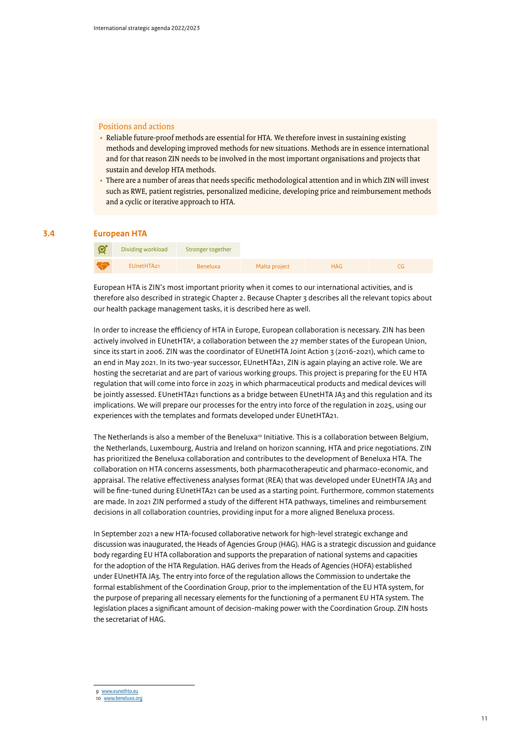**Positions and actions**

- Reliable future-proof methods are essential for HTA. We therefore invest in sustaining existing methods and developing improved methods for new situations. Methods are in essence international and for that reason ZIN needs to be involved in the most important organisations and projects that sustain and develop HTA methods.
- There are a number of areas that needs specific methodological attention and in which ZIN will invest such as RWE, patient registries, personalized medicine, developing price and reimbursement methods and a cyclic or iterative approach to HTA.

## 3.4 European HTA

| | Dividing workload | Stronger together | | | |
|---|---|---|---|---|---|
| | EUnetHTA21 | Beneluxa | Malta project | HAG | CG |

European HTA is ZIN's most important priority when it comes to our international activities, and is therefore also described in strategic Chapter 2. Because Chapter 3 describes all the relevant topics about our health package management tasks, it is described here as well.

In order to increase the efficiency of HTA in Europe, European collaboration is necessary. ZIN has been actively involved in EUnetHTA[9], a collaboration between the 27 member states of the European Union, since its start in 2006. ZIN was the coordinator of EUnetHTA Joint Action 3 (2016-2021), which came to an end in May 2021. In its two-year successor, EUnetHTA21, ZIN is again playing an active role. We are hosting the secretariat and are part of various working groups. This project is preparing for the EU HTA regulation that will come into force in 2025 in which pharmaceutical products and medical devices will be jointly assessed. EUnetHTA21 functions as a bridge between EUnetHTA JA3 and this regulation and its implications. We will prepare our processes for the entry into force of the regulation in 2025, using our experiences with the templates and formats developed under EUnetHTA21.

The Netherlands is also a member of the Beneluxa[10] Initiative. This is a collaboration between Belgium, the Netherlands, Luxembourg, Austria and Ireland on horizon scanning, HTA and price negotiations. ZIN has prioritized the Beneluxa collaboration and contributes to the development of Beneluxa HTA. The collaboration on HTA concerns assessments, both pharmacotherapeutic and pharmaco-economic, and appraisal. The relative effectiveness analyses format (REA) that was developed under EUnetHTA JA3 and will be fine-tuned during EUnetHTA21 can be used as a starting point. Furthermore, common statements are made. In 2021 ZIN performed a study of the different HTA pathways, timelines and reimbursement decisions in all collaboration countries, providing input for a more aligned Beneluxa process.

In September 2021 a new HTA-focused collaborative network for high-level strategic exchange and discussion was inaugurated, the Heads of Agencies Group (HAG). HAG is a strategic discussion and guidance body regarding EU HTA collaboration and supports the preparation of national systems and capacities for the adoption of the HTA Regulation. HAG derives from the Heads of Agencies (HOFA) established under EUnetHTA JA3. The entry into force of the regulation allows the Commission to undertake the formal establishment of the Coordination Group, prior to the implementation of the EU HTA system, for the purpose of preparing all necessary elements for the functioning of a permanent EU HTA system. The legislation places a significant amount of decision-making power with the Coordination Group. ZIN hosts the secretariat of HAG.

---

9 www.eunethta.eu
10 www.beneluxa.org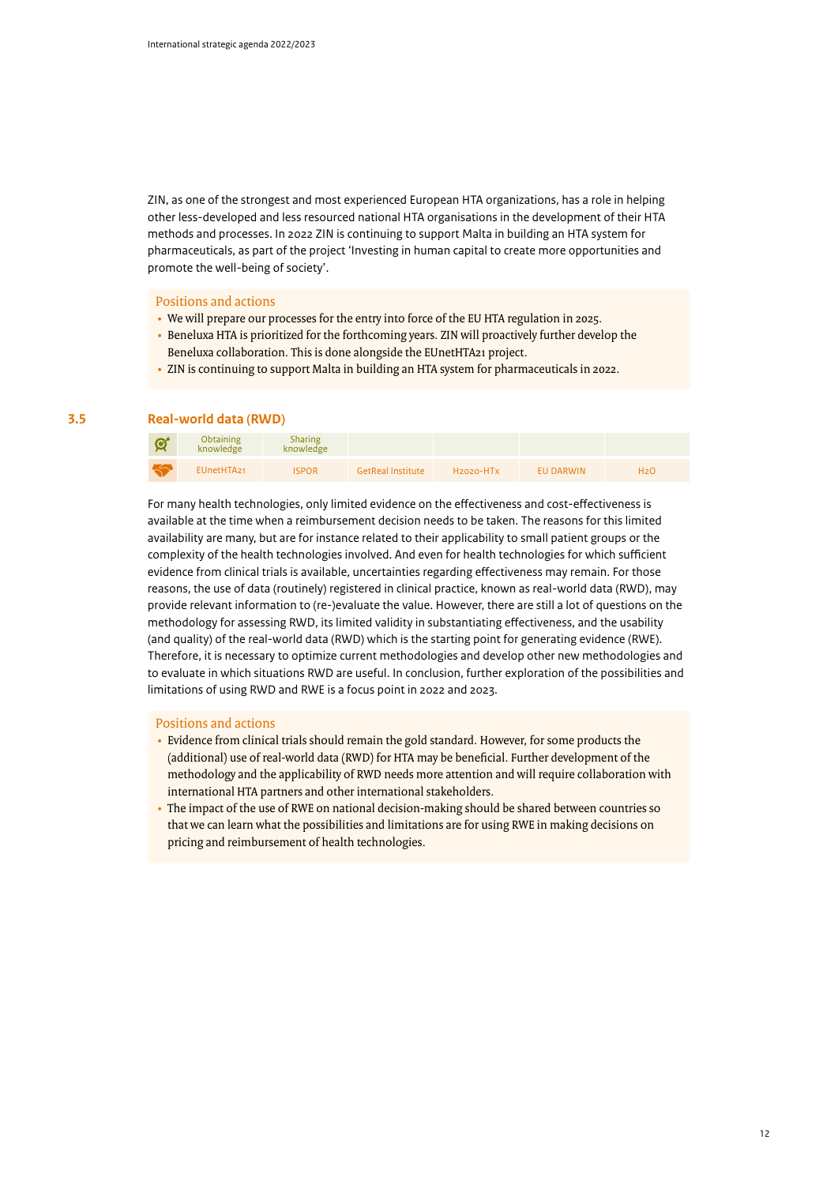ZIN, as one of the strongest and most experienced European HTA organizations, has a role in helping other less-developed and less resourced national HTA organisations in the development of their HTA methods and processes. In 2022 ZIN is continuing to support Malta in building an HTA system for pharmaceuticals, as part of the project 'Investing in human capital to create more opportunities and promote the well-being of society'.

**Positions and actions**

- We will prepare our processes for the entry into force of the EU HTA regulation in 2025.
- Beneluxa HTA is prioritized for the forthcoming years. ZIN will proactively further develop the Beneluxa collaboration. This is done alongside the EUnetHTA21 project.
- ZIN is continuing to support Malta in building an HTA system for pharmaceuticals in 2022.

## 3.5 Real-world data (RWD)

| | Obtaining knowledge | Sharing knowledge | | | | |
|---|---|---|---|---|---|---|
| | EUnetHTA21 | ISPOR | GetReal Institute | H2020-HTx | EU DARWIN | H2O |

For many health technologies, only limited evidence on the effectiveness and cost-effectiveness is available at the time when a reimbursement decision needs to be taken. The reasons for this limited availability are many, but are for instance related to their applicability to small patient groups or the complexity of the health technologies involved. And even for health technologies for which sufficient evidence from clinical trials is available, uncertainties regarding effectiveness may remain. For those reasons, the use of data (routinely) registered in clinical practice, known as real-world data (RWD), may provide relevant information to (re-)evaluate the value. However, there are still a lot of questions on the methodology for assessing RWD, its limited validity in substantiating effectiveness, and the usability (and quality) of the real-world data (RWD) which is the starting point for generating evidence (RWE). Therefore, it is necessary to optimize current methodologies and develop other new methodologies and to evaluate in which situations RWD are useful. In conclusion, further exploration of the possibilities and limitations of using RWD and RWE is a focus point in 2022 and 2023.

**Positions and actions**

- Evidence from clinical trials should remain the gold standard. However, for some products the (additional) use of real-world data (RWD) for HTA may be beneficial. Further development of the methodology and the applicability of RWD needs more attention and will require collaboration with international HTA partners and other international stakeholders.
- The impact of the use of RWE on national decision-making should be shared between countries so that we can learn what the possibilities and limitations are for using RWE in making decisions on pricing and reimbursement of health technologies.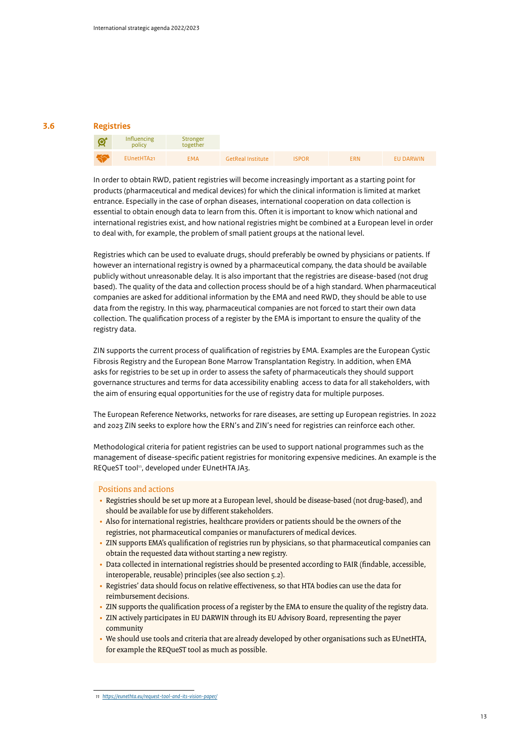## 3.6 Registries

| | Influencing policy | Stronger together | | | | |
|---|---|---|---|---|---|---|
| | EUnetHTA21 | EMA | GetReal Institute | ISPOR | ERN | EU DARWIN |

In order to obtain RWD, patient registries will become increasingly important as a starting point for products (pharmaceutical and medical devices) for which the clinical information is limited at market entrance. Especially in the case of orphan diseases, international cooperation on data collection is essential to obtain enough data to learn from this. Often it is important to know which national and international registries exist, and how national registries might be combined at a European level in order to deal with, for example, the problem of small patient groups at the national level.

Registries which can be used to evaluate drugs, should preferably be owned by physicians or patients. If however an international registry is owned by a pharmaceutical company, the data should be available publicly without unreasonable delay. It is also important that the registries are disease-based (not drug based). The quality of the data and collection process should be of a high standard. When pharmaceutical companies are asked for additional information by the EMA and need RWD, they should be able to use data from the registry. In this way, pharmaceutical companies are not forced to start their own data collection. The qualification process of a register by the EMA is important to ensure the quality of the registry data.

ZIN supports the current process of qualification of registries by EMA. Examples are the European Cystic Fibrosis Registry and the European Bone Marrow Transplantation Registry. In addition, when EMA asks for registries to be set up in order to assess the safety of pharmaceuticals they should support governance structures and terms for data accessibility enabling access to data for all stakeholders, with the aim of ensuring equal opportunities for the use of registry data for multiple purposes.

The European Reference Networks, networks for rare diseases, are setting up European registries. In 2022 and 2023 ZIN seeks to explore how the ERN's and ZIN's need for registries can reinforce each other.

Methodological criteria for patient registries can be used to support national programmes such as the management of disease-specific patient registries for monitoring expensive medicines. An example is the REQueST tool[11], developed under EUnetHTA JA3.

### Positions and actions

- Registries should be set up more at a European level, should be disease-based (not drug-based), and should be available for use by different stakeholders.
- Also for international registries, healthcare providers or patients should be the owners of the registries, not pharmaceutical companies or manufacturers of medical devices.
- ZIN supports EMA's qualification of registries run by physicians, so that pharmaceutical companies can obtain the requested data without starting a new registry.
- Data collected in international registries should be presented according to FAIR (findable, accessible, interoperable, reusable) principles (see also section 5.2).
- Registries' data should focus on relative effectiveness, so that HTA bodies can use the data for reimbursement decisions.
- ZIN supports the qualification process of a register by the EMA to ensure the quality of the registry data.
- ZIN actively participates in EU DARWIN through its EU Advisory Board, representing the payer community
- We should use tools and criteria that are already developed by other organisations such as EUnetHTA, for example the REQueST tool as much as possible.

---

11 https://eunethta.eu/request-tool-and-its-vision-paper/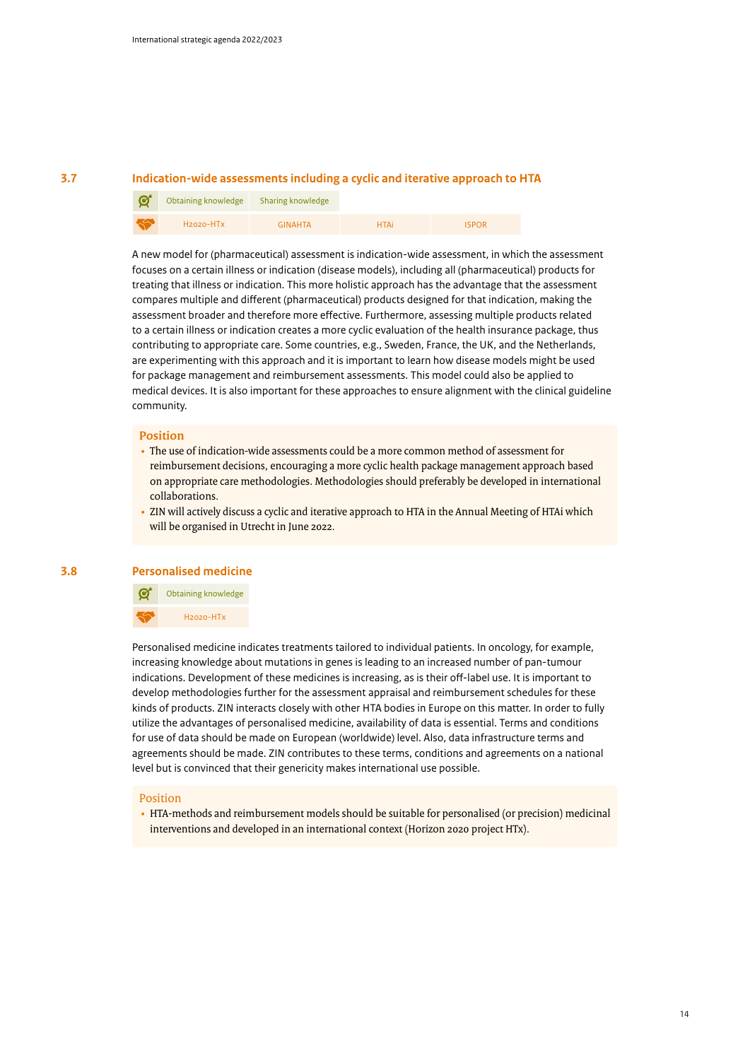## 3.7 Indication-wide assessments including a cyclic and iterative approach to HTA

| Obtaining knowledge | Sharing knowledge | | |
|---|---|---|---|
| H2020-HTx | GINAHTA | HTAi | ISPOR |

A new model for (pharmaceutical) assessment is indication-wide assessment, in which the assessment focuses on a certain illness or indication (disease models), including all (pharmaceutical) products for treating that illness or indication. This more holistic approach has the advantage that the assessment compares multiple and different (pharmaceutical) products designed for that indication, making the assessment broader and therefore more effective. Furthermore, assessing multiple products related to a certain illness or indication creates a more cyclic evaluation of the health insurance package, thus contributing to appropriate care. Some countries, e.g., Sweden, France, the UK, and the Netherlands, are experimenting with this approach and it is important to learn how disease models might be used for package management and reimbursement assessments. This model could also be applied to medical devices. It is also important for these approaches to ensure alignment with the clinical guideline community.

**Position**

- The use of indication-wide assessments could be a more common method of assessment for reimbursement decisions, encouraging a more cyclic health package management approach based on appropriate care methodologies. Methodologies should preferably be developed in international collaborations.
- ZIN will actively discuss a cyclic and iterative approach to HTA in the Annual Meeting of HTAi which will be organised in Utrecht in June 2022.

## 3.8 Personalised medicine

| Obtaining knowledge |
|---|
| H2020-HTx |

Personalised medicine indicates treatments tailored to individual patients. In oncology, for example, increasing knowledge about mutations in genes is leading to an increased number of pan-tumour indications. Development of these medicines is increasing, as is their off-label use. It is important to develop methodologies further for the assessment appraisal and reimbursement schedules for these kinds of products. ZIN interacts closely with other HTA bodies in Europe on this matter. In order to fully utilize the advantages of personalised medicine, availability of data is essential. Terms and conditions for use of data should be made on European (worldwide) level. Also, data infrastructure terms and agreements should be made. ZIN contributes to these terms, conditions and agreements on a national level but is convinced that their genericity makes international use possible.

**Position**

- HTA-methods and reimbursement models should be suitable for personalised (or precision) medicinal interventions and developed in an international context (Horizon 2020 project HTx).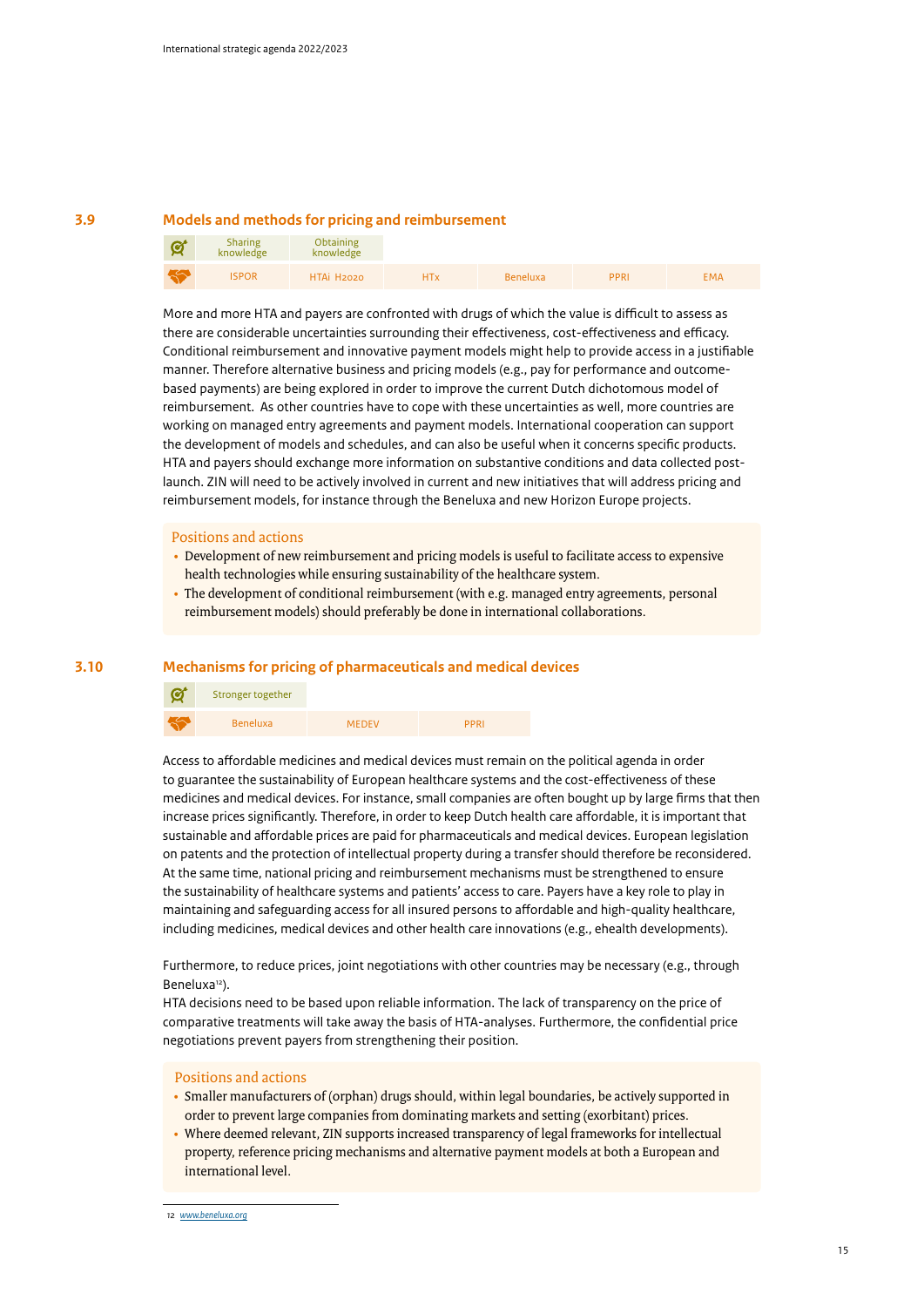## 3.9 Models and methods for pricing and reimbursement

| | | | | | | |
|---|---|---|---|---|---|---|
| | Sharing knowledge | Obtaining knowledge | | | | |
| | ISPOR | HTAi H2020 | HTx | Beneluxa | PPRI | EMA |

More and more HTA and payers are confronted with drugs of which the value is difficult to assess as there are considerable uncertainties surrounding their effectiveness, cost-effectiveness and efficacy. Conditional reimbursement and innovative payment models might help to provide access in a justifiable manner. Therefore alternative business and pricing models (e.g., pay for performance and outcome-based payments) are being explored in order to improve the current Dutch dichotomous model of reimbursement. As other countries have to cope with these uncertainties as well, more countries are working on managed entry agreements and payment models. International cooperation can support the development of models and schedules, and can also be useful when it concerns specific products. HTA and payers should exchange more information on substantive conditions and data collected post-launch. ZIN will need to be actively involved in current and new initiatives that will address pricing and reimbursement models, for instance through the Beneluxa and new Horizon Europe projects.

**Positions and actions**

- Development of new reimbursement and pricing models is useful to facilitate access to expensive health technologies while ensuring sustainability of the healthcare system.
- The development of conditional reimbursement (with e.g. managed entry agreements, personal reimbursement models) should preferably be done in international collaborations.

## 3.10 Mechanisms for pricing of pharmaceuticals and medical devices

| | | | |
|---|---|---|---|
| | Stronger together | | |
| | Beneluxa | MEDEV | PPRI |

Access to affordable medicines and medical devices must remain on the political agenda in order to guarantee the sustainability of European healthcare systems and the cost-effectiveness of these medicines and medical devices. For instance, small companies are often bought up by large firms that then increase prices significantly. Therefore, in order to keep Dutch health care affordable, it is important that sustainable and affordable prices are paid for pharmaceuticals and medical devices. European legislation on patents and the protection of intellectual property during a transfer should therefore be reconsidered. At the same time, national pricing and reimbursement mechanisms must be strengthened to ensure the sustainability of healthcare systems and patients' access to care. Payers have a key role to play in maintaining and safeguarding access for all insured persons to affordable and high-quality healthcare, including medicines, medical devices and other health care innovations (e.g., ehealth developments).

Furthermore, to reduce prices, joint negotiations with other countries may be necessary (e.g., through Beneluxa[12]).
HTA decisions need to be based upon reliable information. The lack of transparency on the price of comparative treatments will take away the basis of HTA-analyses. Furthermore, the confidential price negotiations prevent payers from strengthening their position.

**Positions and actions**

- Smaller manufacturers of (orphan) drugs should, within legal boundaries, be actively supported in order to prevent large companies from dominating markets and setting (exorbitant) prices.
- Where deemed relevant, ZIN supports increased transparency of legal frameworks for intellectual property, reference pricing mechanisms and alternative payment models at both a European and international level.

---

12 www.beneluxa.org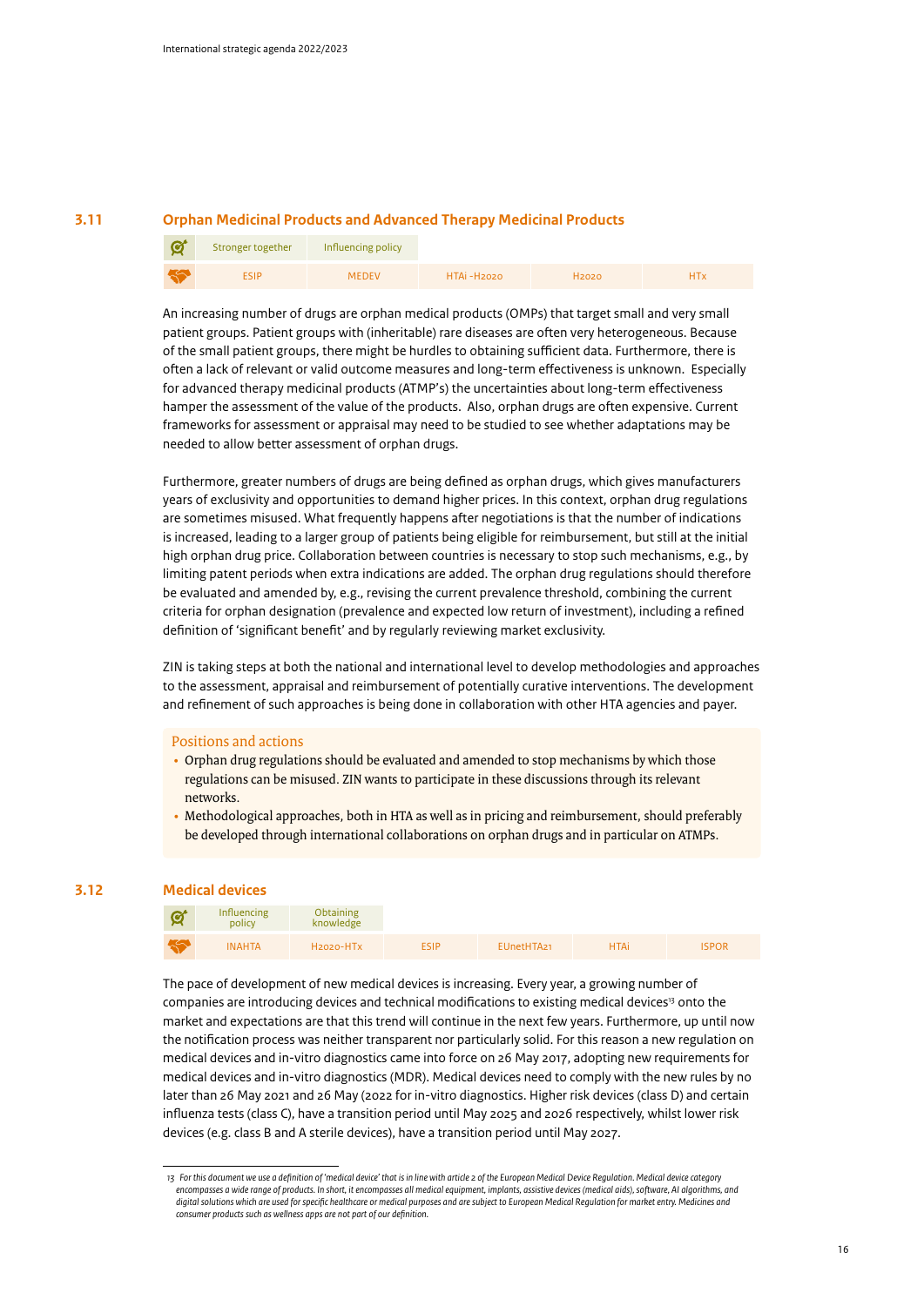## 3.11 Orphan Medicinal Products and Advanced Therapy Medicinal Products

| | | | | | |
|---|---|---|---|---|---|
| Goals | Stronger together | Influencing policy | | | |
| Partners | ESIP | MEDEV | HTAi -H2020 | H2020 | HTx |

An increasing number of drugs are orphan medical products (OMPs) that target small and very small patient groups. Patient groups with (inheritable) rare diseases are often very heterogeneous. Because of the small patient groups, there might be hurdles to obtaining sufficient data. Furthermore, there is often a lack of relevant or valid outcome measures and long-term effectiveness is unknown. Especially for advanced therapy medicinal products (ATMP's) the uncertainties about long-term effectiveness hamper the assessment of the value of the products. Also, orphan drugs are often expensive. Current frameworks for assessment or appraisal may need to be studied to see whether adaptations may be needed to allow better assessment of orphan drugs.

Furthermore, greater numbers of drugs are being defined as orphan drugs, which gives manufacturers years of exclusivity and opportunities to demand higher prices. In this context, orphan drug regulations are sometimes misused. What frequently happens after negotiations is that the number of indications is increased, leading to a larger group of patients being eligible for reimbursement, but still at the initial high orphan drug price. Collaboration between countries is necessary to stop such mechanisms, e.g., by limiting patent periods when extra indications are added. The orphan drug regulations should therefore be evaluated and amended by, e.g., revising the current prevalence threshold, combining the current criteria for orphan designation (prevalence and expected low return of investment), including a refined definition of 'significant benefit' and by regularly reviewing market exclusivity.

ZIN is taking steps at both the national and international level to develop methodologies and approaches to the assessment, appraisal and reimbursement of potentially curative interventions. The development and refinement of such approaches is being done in collaboration with other HTA agencies and payer.

### Positions and actions

- Orphan drug regulations should be evaluated and amended to stop mechanisms by which those regulations can be misused. ZIN wants to participate in these discussions through its relevant networks.
- Methodological approaches, both in HTA as well as in pricing and reimbursement, should preferably be developed through international collaborations on orphan drugs and in particular on ATMPs.

## 3.12 Medical devices

| | | | | | | |
|---|---|---|---|---|---|---|
| Goals | Influencing policy | Obtaining knowledge | | | | |
| Partners | INAHTA | H2020-HTx | ESIP | EUnetHTA21 | HTAi | ISPOR |

The pace of development of new medical devices is increasing. Every year, a growing number of companies are introducing devices and technical modifications to existing medical devices[13] onto the market and expectations are that this trend will continue in the next few years. Furthermore, up until now the notification process was neither transparent nor particularly solid. For this reason a new regulation on medical devices and in-vitro diagnostics came into force on 26 May 2017, adopting new requirements for medical devices and in-vitro diagnostics (MDR). Medical devices need to comply with the new rules by no later than 26 May 2021 and 26 May (2022 for in-vitro diagnostics. Higher risk devices (class D) and certain influenza tests (class C), have a transition period until May 2025 and 2026 respectively, whilst lower risk devices (e.g. class B and A sterile devices), have a transition period until May 2027.

---

*13 For this document we use a definition of 'medical device' that is in line with article 2 of the European Medical Device Regulation. Medical device category encompasses a wide range of products. In short, it encompasses all medical equipment, implants, assistive devices (medical aids), software, AI algorithms, and digital solutions which are used for specific healthcare or medical purposes and are subject to European Medical Regulation for market entry. Medicines and consumer products such as wellness apps are not part of our definition.*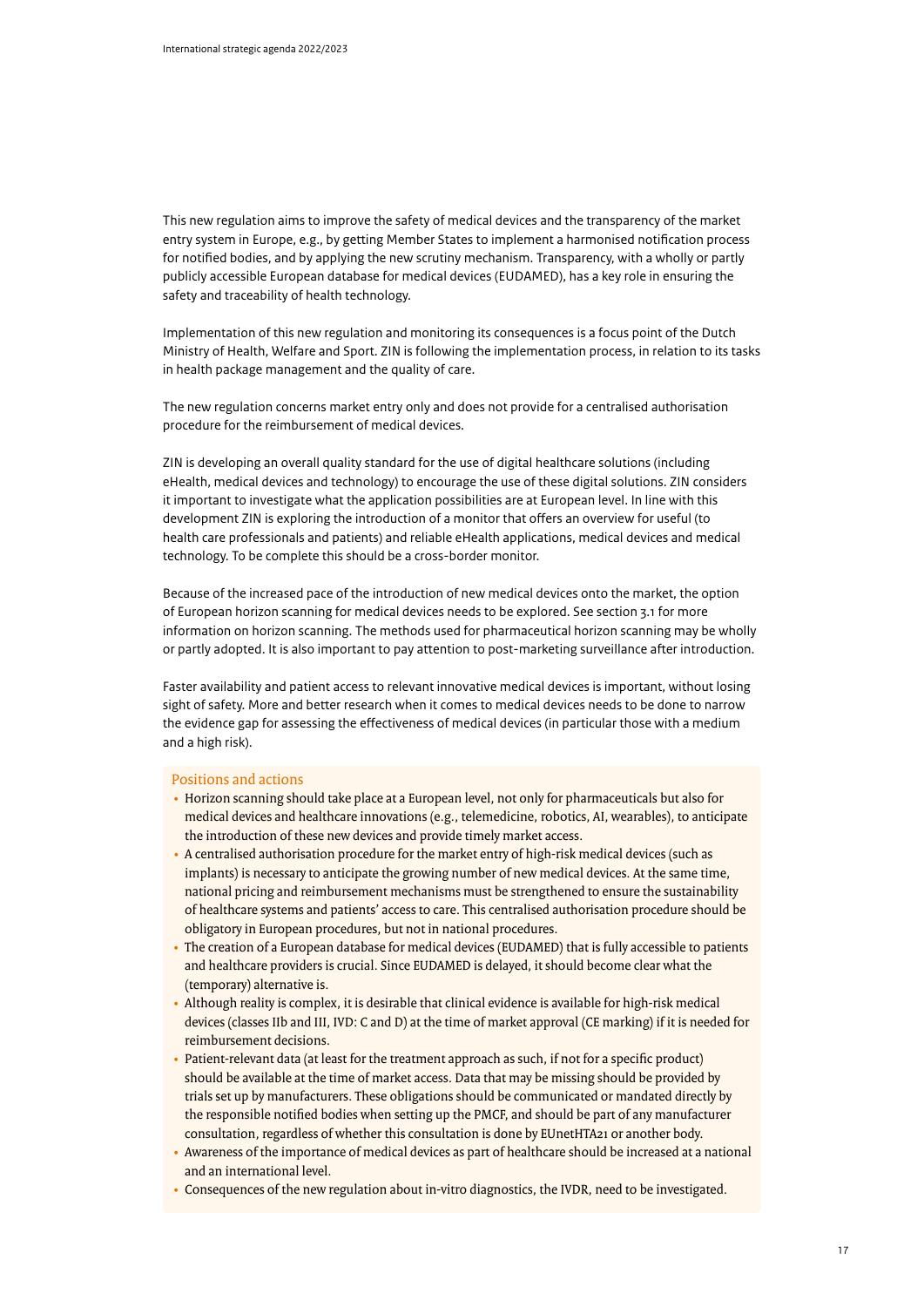This new regulation aims to improve the safety of medical devices and the transparency of the market entry system in Europe, e.g., by getting Member States to implement a harmonised notification process for notified bodies, and by applying the new scrutiny mechanism. Transparency, with a wholly or partly publicly accessible European database for medical devices (EUDAMED), has a key role in ensuring the safety and traceability of health technology.

Implementation of this new regulation and monitoring its consequences is a focus point of the Dutch Ministry of Health, Welfare and Sport. ZIN is following the implementation process, in relation to its tasks in health package management and the quality of care.

The new regulation concerns market entry only and does not provide for a centralised authorisation procedure for the reimbursement of medical devices.

ZIN is developing an overall quality standard for the use of digital healthcare solutions (including eHealth, medical devices and technology) to encourage the use of these digital solutions. ZIN considers it important to investigate what the application possibilities are at European level. In line with this development ZIN is exploring the introduction of a monitor that offers an overview for useful (to health care professionals and patients) and reliable eHealth applications, medical devices and medical technology. To be complete this should be a cross-border monitor.

Because of the increased pace of the introduction of new medical devices onto the market, the option of European horizon scanning for medical devices needs to be explored. See section 3.1 for more information on horizon scanning. The methods used for pharmaceutical horizon scanning may be wholly or partly adopted. It is also important to pay attention to post-marketing surveillance after introduction.

Faster availability and patient access to relevant innovative medical devices is important, without losing sight of safety. More and better research when it comes to medical devices needs to be done to narrow the evidence gap for assessing the effectiveness of medical devices (in particular those with a medium and a high risk).

### Positions and actions

- Horizon scanning should take place at a European level, not only for pharmaceuticals but also for medical devices and healthcare innovations (e.g., telemedicine, robotics, AI, wearables), to anticipate the introduction of these new devices and provide timely market access.
- A centralised authorisation procedure for the market entry of high-risk medical devices (such as implants) is necessary to anticipate the growing number of new medical devices. At the same time, national pricing and reimbursement mechanisms must be strengthened to ensure the sustainability of healthcare systems and patients' access to care. This centralised authorisation procedure should be obligatory in European procedures, but not in national procedures.
- The creation of a European database for medical devices (EUDAMED) that is fully accessible to patients and healthcare providers is crucial. Since EUDAMED is delayed, it should become clear what the (temporary) alternative is.
- Although reality is complex, it is desirable that clinical evidence is available for high-risk medical devices (classes IIb and III, IVD: C and D) at the time of market approval (CE marking) if it is needed for reimbursement decisions.
- Patient-relevant data (at least for the treatment approach as such, if not for a specific product) should be available at the time of market access. Data that may be missing should be provided by trials set up by manufacturers. These obligations should be communicated or mandated directly by the responsible notified bodies when setting up the PMCF, and should be part of any manufacturer consultation, regardless of whether this consultation is done by EUnetHTA21 or another body.
- Awareness of the importance of medical devices as part of healthcare should be increased at a national and an international level.
- Consequences of the new regulation about in-vitro diagnostics, the IVDR, need to be investigated.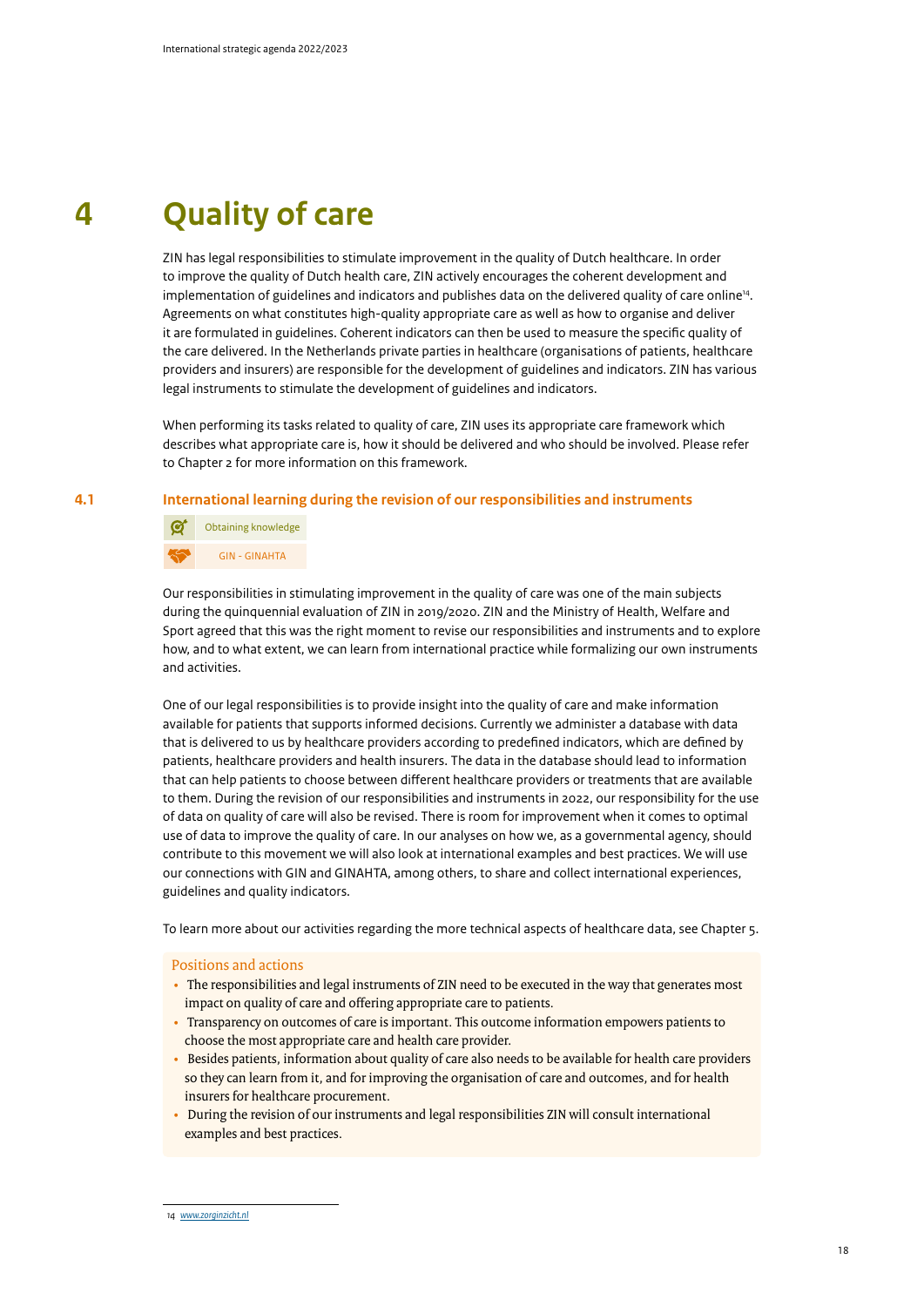# 4 Quality of care

ZIN has legal responsibilities to stimulate improvement in the quality of Dutch healthcare. In order to improve the quality of Dutch health care, ZIN actively encourages the coherent development and implementation of guidelines and indicators and publishes data on the delivered quality of care online[14]. Agreements on what constitutes high-quality appropriate care as well as how to organise and deliver it are formulated in guidelines. Coherent indicators can then be used to measure the specific quality of the care delivered. In the Netherlands private parties in healthcare (organisations of patients, healthcare providers and insurers) are responsible for the development of guidelines and indicators. ZIN has various legal instruments to stimulate the development of guidelines and indicators.

When performing its tasks related to quality of care, ZIN uses its appropriate care framework which describes what appropriate care is, how it should be delivered and who should be involved. Please refer to Chapter 2 for more information on this framework.

## 4.1 International learning during the revision of our responsibilities and instruments

Obtaining knowledge

GIN - GINAHTA

Our responsibilities in stimulating improvement in the quality of care was one of the main subjects during the quinquennial evaluation of ZIN in 2019/2020. ZIN and the Ministry of Health, Welfare and Sport agreed that this was the right moment to revise our responsibilities and instruments and to explore how, and to what extent, we can learn from international practice while formalizing our own instruments and activities.

One of our legal responsibilities is to provide insight into the quality of care and make information available for patients that supports informed decisions. Currently we administer a database with data that is delivered to us by healthcare providers according to predefined indicators, which are defined by patients, healthcare providers and health insurers. The data in the database should lead to information that can help patients to choose between different healthcare providers or treatments that are available to them. During the revision of our responsibilities and instruments in 2022, our responsibility for the use of data on quality of care will also be revised. There is room for improvement when it comes to optimal use of data to improve the quality of care. In our analyses on how we, as a governmental agency, should contribute to this movement we will also look at international examples and best practices. We will use our connections with GIN and GINAHTA, among others, to share and collect international experiences, guidelines and quality indicators.

To learn more about our activities regarding the more technical aspects of healthcare data, see Chapter 5.

**Positions and actions**

- The responsibilities and legal instruments of ZIN need to be executed in the way that generates most impact on quality of care and offering appropriate care to patients.
- Transparency on outcomes of care is important. This outcome information empowers patients to choose the most appropriate care and health care provider.
- Besides patients, information about quality of care also needs to be available for health care providers so they can learn from it, and for improving the organisation of care and outcomes, and for health insurers for healthcare procurement.
- During the revision of our instruments and legal responsibilities ZIN will consult international examples and best practices.

14 www.zorginzicht.nl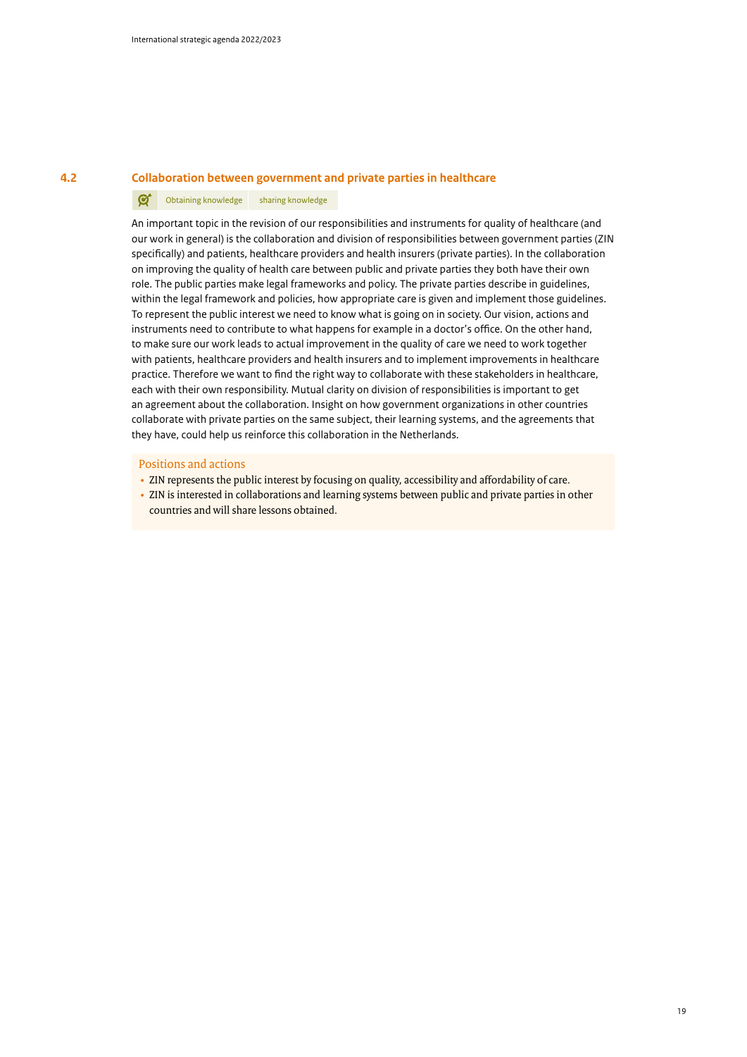## 4.2 Collaboration between government and private parties in healthcare

Obtaining knowledge | sharing knowledge

An important topic in the revision of our responsibilities and instruments for quality of healthcare (and our work in general) is the collaboration and division of responsibilities between government parties (ZIN specifically) and patients, healthcare providers and health insurers (private parties). In the collaboration on improving the quality of health care between public and private parties they both have their own role. The public parties make legal frameworks and policy. The private parties describe in guidelines, within the legal framework and policies, how appropriate care is given and implement those guidelines. To represent the public interest we need to know what is going on in society. Our vision, actions and instruments need to contribute to what happens for example in a doctor's office. On the other hand, to make sure our work leads to actual improvement in the quality of care we need to work together with patients, healthcare providers and health insurers and to implement improvements in healthcare practice. Therefore we want to find the right way to collaborate with these stakeholders in healthcare, each with their own responsibility. Mutual clarity on division of responsibilities is important to get an agreement about the collaboration. Insight on how government organizations in other countries collaborate with private parties on the same subject, their learning systems, and the agreements that they have, could help us reinforce this collaboration in the Netherlands.

### Positions and actions

- ZIN represents the public interest by focusing on quality, accessibility and affordability of care.
- ZIN is interested in collaborations and learning systems between public and private parties in other countries and will share lessons obtained.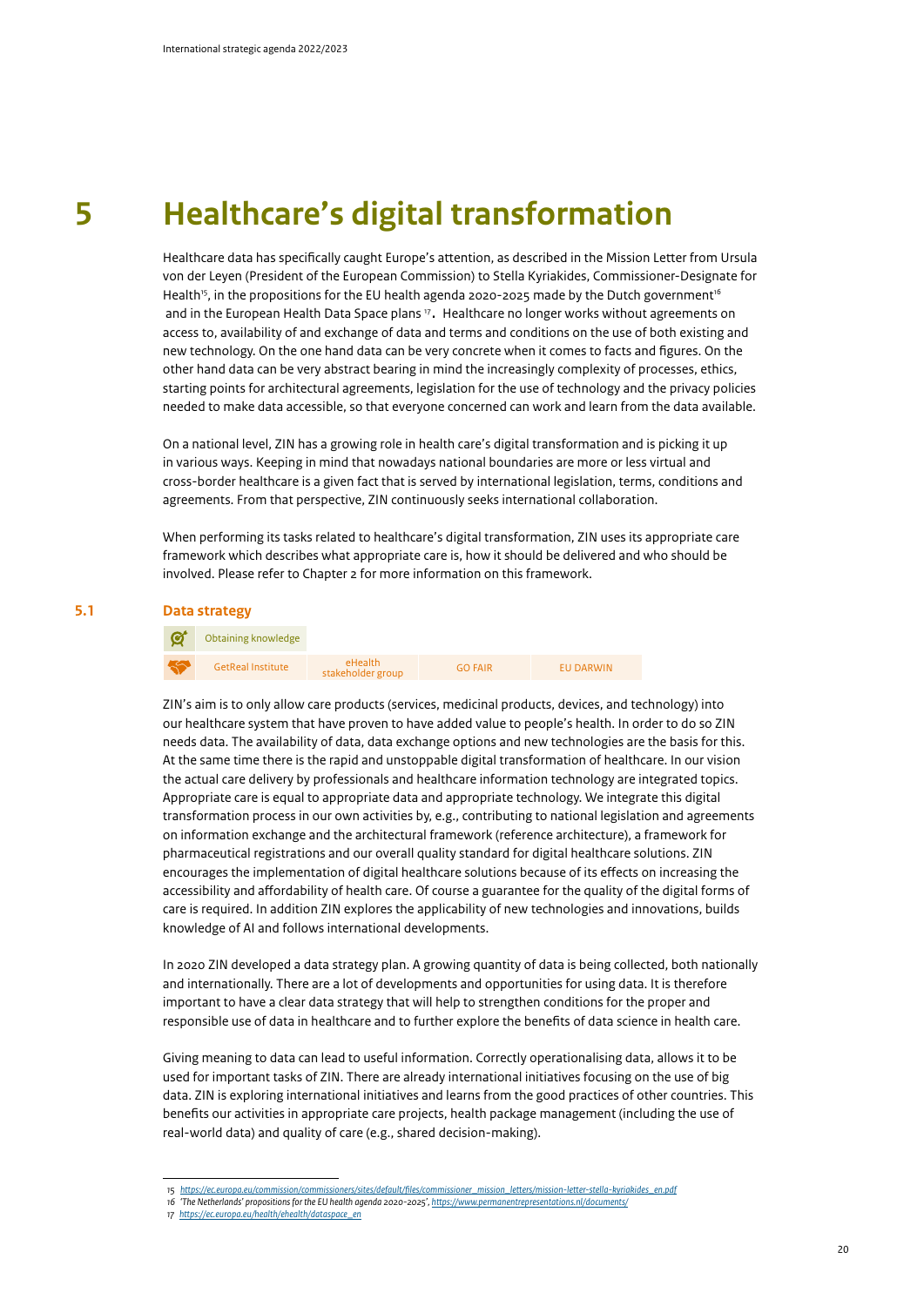# 5 Healthcare's digital transformation

Healthcare data has specifically caught Europe's attention, as described in the Mission Letter from Ursula von der Leyen (President of the European Commission) to Stella Kyriakides, Commissioner-Designate for Health[15], in the propositions for the EU health agenda 2020-2025 made by the Dutch government[16] and in the European Health Data Space plans [17]. Healthcare no longer works without agreements on access to, availability of and exchange of data and terms and conditions on the use of both existing and new technology. On the one hand data can be very concrete when it comes to facts and figures. On the other hand data can be very abstract bearing in mind the increasingly complexity of processes, ethics, starting points for architectural agreements, legislation for the use of technology and the privacy policies needed to make data accessible, so that everyone concerned can work and learn from the data available.

On a national level, ZIN has a growing role in health care's digital transformation and is picking it up in various ways. Keeping in mind that nowadays national boundaries are more or less virtual and cross-border healthcare is a given fact that is served by international legislation, terms, conditions and agreements. From that perspective, ZIN continuously seeks international collaboration.

When performing its tasks related to healthcare's digital transformation, ZIN uses its appropriate care framework which describes what appropriate care is, how it should be delivered and who should be involved. Please refer to Chapter 2 for more information on this framework.

## 5.1 Data strategy

| Obtaining knowledge | | | |
|---|---|---|---|
| GetReal Institute | eHealth stakeholder group | GO FAIR | EU DARWIN |

ZIN's aim is to only allow care products (services, medicinal products, devices, and technology) into our healthcare system that have proven to have added value to people's health. In order to do so ZIN needs data. The availability of data, data exchange options and new technologies are the basis for this. At the same time there is the rapid and unstoppable digital transformation of healthcare. In our vision the actual care delivery by professionals and healthcare information technology are integrated topics. Appropriate care is equal to appropriate data and appropriate technology. We integrate this digital transformation process in our own activities by, e.g., contributing to national legislation and agreements on information exchange and the architectural framework (reference architecture), a framework for pharmaceutical registrations and our overall quality standard for digital healthcare solutions. ZIN encourages the implementation of digital healthcare solutions because of its effects on increasing the accessibility and affordability of health care. Of course a guarantee for the quality of the digital forms of care is required. In addition ZIN explores the applicability of new technologies and innovations, builds knowledge of AI and follows international developments.

In 2020 ZIN developed a data strategy plan. A growing quantity of data is being collected, both nationally and internationally. There are a lot of developments and opportunities for using data. It is therefore important to have a clear data strategy that will help to strengthen conditions for the proper and responsible use of data in healthcare and to further explore the benefits of data science in health care.

Giving meaning to data can lead to useful information. Correctly operationalising data, allows it to be used for important tasks of ZIN. There are already international initiatives focusing on the use of big data. ZIN is exploring international initiatives and learns from the good practices of other countries. This benefits our activities in appropriate care projects, health package management (including the use of real-world data) and quality of care (e.g., shared decision-making).

---

15 https://ec.europa.eu/commission/commissioners/sites/default/files/commissioner_mission_letters/mission-letter-stella-kyriakides_en.pdf
16 'The Netherlands' propositions for the EU health agenda 2020-2025', https://www.permanentrepresentations.nl/documents/
17 https://ec.europa.eu/health/ehealth/dataspace_en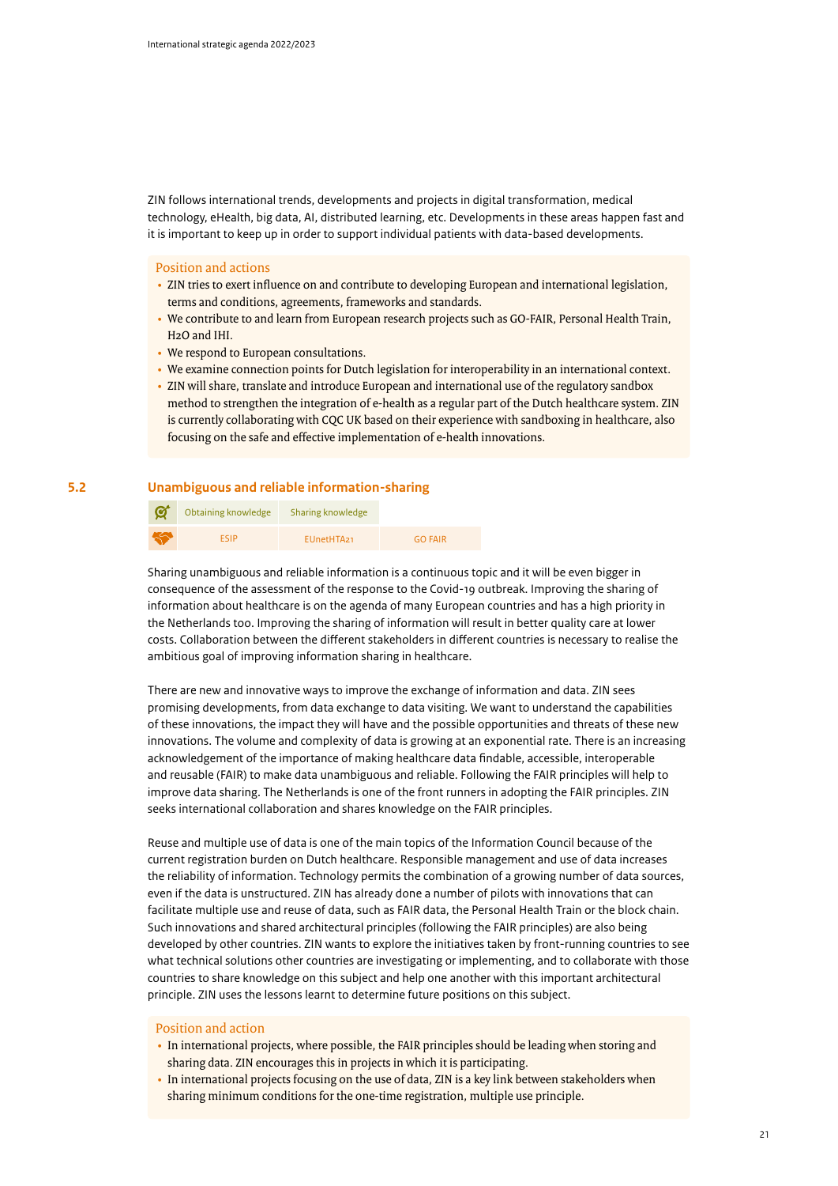ZIN follows international trends, developments and projects in digital transformation, medical technology, eHealth, big data, AI, distributed learning, etc. Developments in these areas happen fast and it is important to keep up in order to support individual patients with data-based developments.

**Position and actions**

- ZIN tries to exert influence on and contribute to developing European and international legislation, terms and conditions, agreements, frameworks and standards.
- We contribute to and learn from European research projects such as GO-FAIR, Personal Health Train, H2O and IHI.
- We respond to European consultations.
- We examine connection points for Dutch legislation for interoperability in an international context.
- ZIN will share, translate and introduce European and international use of the regulatory sandbox method to strengthen the integration of e-health as a regular part of the Dutch healthcare system. ZIN is currently collaborating with CQC UK based on their experience with sandboxing in healthcare, also focusing on the safe and effective implementation of e-health innovations.

## 5.2 Unambiguous and reliable information-sharing

| | | | |
|---|---|---|---|
| | Obtaining knowledge | Sharing knowledge | |
| | ESIP | EUnetHTA21 | GO FAIR |

Sharing unambiguous and reliable information is a continuous topic and it will be even bigger in consequence of the assessment of the response to the Covid-19 outbreak. Improving the sharing of information about healthcare is on the agenda of many European countries and has a high priority in the Netherlands too. Improving the sharing of information will result in better quality care at lower costs. Collaboration between the different stakeholders in different countries is necessary to realise the ambitious goal of improving information sharing in healthcare.

There are new and innovative ways to improve the exchange of information and data. ZIN sees promising developments, from data exchange to data visiting. We want to understand the capabilities of these innovations, the impact they will have and the possible opportunities and threats of these new innovations. The volume and complexity of data is growing at an exponential rate. There is an increasing acknowledgement of the importance of making healthcare data findable, accessible, interoperable and reusable (FAIR) to make data unambiguous and reliable. Following the FAIR principles will help to improve data sharing. The Netherlands is one of the front runners in adopting the FAIR principles. ZIN seeks international collaboration and shares knowledge on the FAIR principles.

Reuse and multiple use of data is one of the main topics of the Information Council because of the current registration burden on Dutch healthcare. Responsible management and use of data increases the reliability of information. Technology permits the combination of a growing number of data sources, even if the data is unstructured. ZIN has already done a number of pilots with innovations that can facilitate multiple use and reuse of data, such as FAIR data, the Personal Health Train or the block chain. Such innovations and shared architectural principles (following the FAIR principles) are also being developed by other countries. ZIN wants to explore the initiatives taken by front-running countries to see what technical solutions other countries are investigating or implementing, and to collaborate with those countries to share knowledge on this subject and help one another with this important architectural principle. ZIN uses the lessons learnt to determine future positions on this subject.

**Position and action**

- In international projects, where possible, the FAIR principles should be leading when storing and sharing data. ZIN encourages this in projects in which it is participating.
- In international projects focusing on the use of data, ZIN is a key link between stakeholders when sharing minimum conditions for the one-time registration, multiple use principle.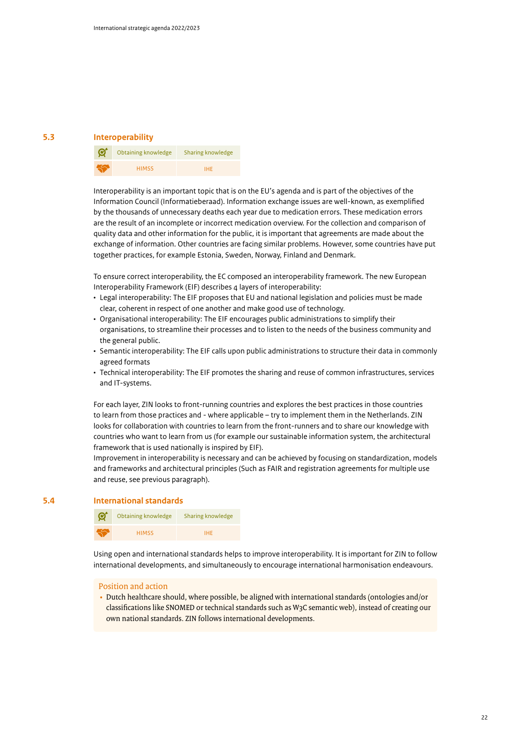## 5.3 Interoperability

| | Obtaining knowledge | Sharing knowledge |
|---|---|---|
| | HIMSS | IHE |

Interoperability is an important topic that is on the EU's agenda and is part of the objectives of the Information Council (Informatieberaad). Information exchange issues are well-known, as exemplified by the thousands of unnecessary deaths each year due to medication errors. These medication errors are the result of an incomplete or incorrect medication overview. For the collection and comparison of quality data and other information for the public, it is important that agreements are made about the exchange of information. Other countries are facing similar problems. However, some countries have put together practices, for example Estonia, Sweden, Norway, Finland and Denmark.

To ensure correct interoperability, the EC composed an interoperability framework. The new European Interoperability Framework (EIF) describes 4 layers of interoperability:

- Legal interoperability: The EIF proposes that EU and national legislation and policies must be made clear, coherent in respect of one another and make good use of technology.
- Organisational interoperability: The EIF encourages public administrations to simplify their organisations, to streamline their processes and to listen to the needs of the business community and the general public.
- Semantic interoperability: The EIF calls upon public administrations to structure their data in commonly agreed formats
- Technical interoperability: The EIF promotes the sharing and reuse of common infrastructures, services and IT-systems.

For each layer, ZIN looks to front-running countries and explores the best practices in those countries to learn from those practices and - where applicable – try to implement them in the Netherlands. ZIN looks for collaboration with countries to learn from the front-runners and to share our knowledge with countries who want to learn from us (for example our sustainable information system, the architectural framework that is used nationally is inspired by EIF).
Improvement in interoperability is necessary and can be achieved by focusing on standardization, models and frameworks and architectural principles (Such as FAIR and registration agreements for multiple use and reuse, see previous paragraph).

## 5.4 International standards

| | Obtaining knowledge | Sharing knowledge |
|---|---|---|
| | HIMSS | IHE |

Using open and international standards helps to improve interoperability. It is important for ZIN to follow international developments, and simultaneously to encourage international harmonisation endeavours.

**Position and action**

- Dutch healthcare should, where possible, be aligned with international standards (ontologies and/or classifications like SNOMED or technical standards such as W3C semantic web), instead of creating our own national standards. ZIN follows international developments.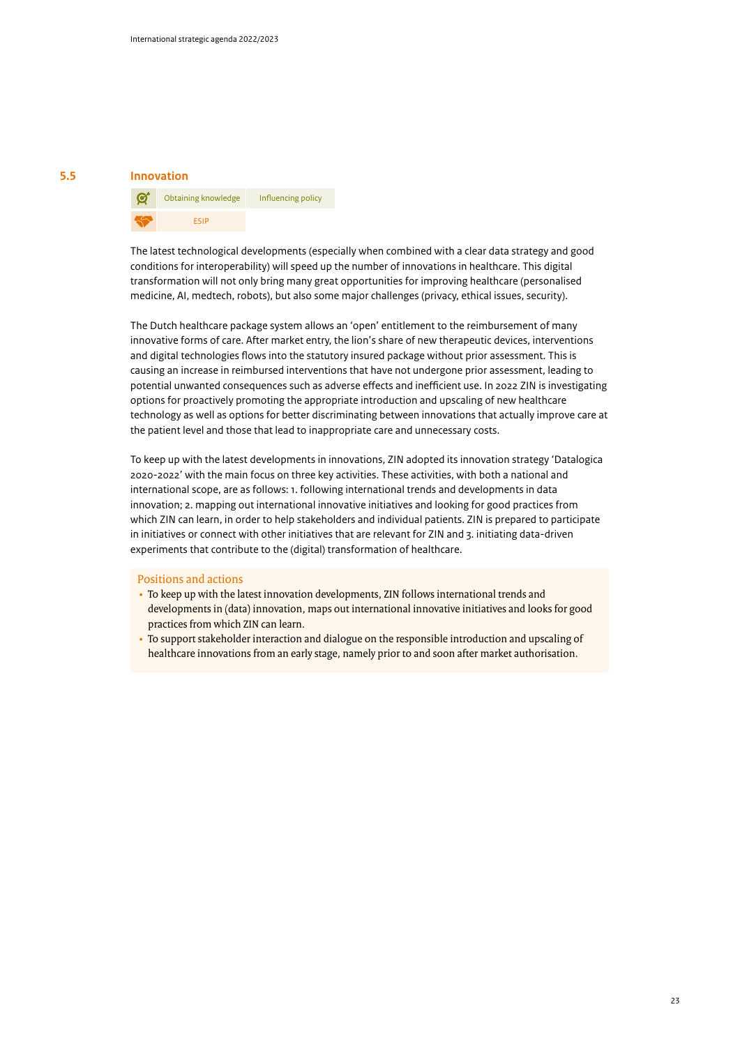## 5.5 Innovation

| | | |
|---|---|---|
| | Obtaining knowledge | Influencing policy |
| | ESIP | |

The latest technological developments (especially when combined with a clear data strategy and good conditions for interoperability) will speed up the number of innovations in healthcare. This digital transformation will not only bring many great opportunities for improving healthcare (personalised medicine, AI, medtech, robots), but also some major challenges (privacy, ethical issues, security).

The Dutch healthcare package system allows an 'open' entitlement to the reimbursement of many innovative forms of care. After market entry, the lion's share of new therapeutic devices, interventions and digital technologies flows into the statutory insured package without prior assessment. This is causing an increase in reimbursed interventions that have not undergone prior assessment, leading to potential unwanted consequences such as adverse effects and inefficient use. In 2022 ZIN is investigating options for proactively promoting the appropriate introduction and upscaling of new healthcare technology as well as options for better discriminating between innovations that actually improve care at the patient level and those that lead to inappropriate care and unnecessary costs.

To keep up with the latest developments in innovations, ZIN adopted its innovation strategy 'Datalogica 2020-2022' with the main focus on three key activities. These activities, with both a national and international scope, are as follows: 1. following international trends and developments in data innovation; 2. mapping out international innovative initiatives and looking for good practices from which ZIN can learn, in order to help stakeholders and individual patients. ZIN is prepared to participate in initiatives or connect with other initiatives that are relevant for ZIN and 3. initiating data-driven experiments that contribute to the (digital) transformation of healthcare.

### Positions and actions

- To keep up with the latest innovation developments, ZIN follows international trends and developments in (data) innovation, maps out international innovative initiatives and looks for good practices from which ZIN can learn.
- To support stakeholder interaction and dialogue on the responsible introduction and upscaling of healthcare innovations from an early stage, namely prior to and soon after market authorisation.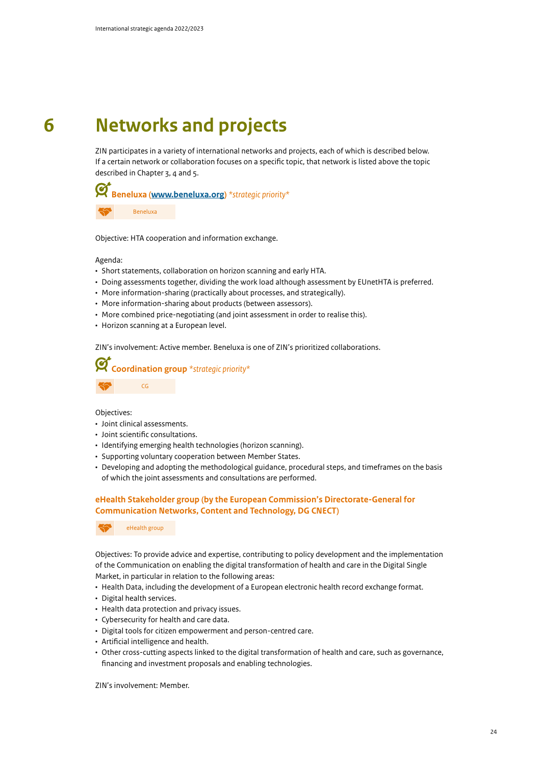# 6 Networks and projects

ZIN participates in a variety of international networks and projects, each of which is described below. If a certain network or collaboration focuses on a specific topic, that network is listed above the topic described in Chapter 3, 4 and 5.

### Beneluxa (www.beneluxa.org) *strategic priority*

Beneluxa

Objective: HTA cooperation and information exchange.

Agenda:

- Short statements, collaboration on horizon scanning and early HTA.
- Doing assessments together, dividing the work load although assessment by EUnetHTA is preferred.
- More information-sharing (practically about processes, and strategically).
- More information-sharing about products (between assessors).
- More combined price-negotiating (and joint assessment in order to realise this).
- Horizon scanning at a European level.

ZIN's involvement: Active member. Beneluxa is one of ZIN's prioritized collaborations.

### Coordination group *strategic priority*

CG

Objectives:

- Joint clinical assessments.
- Joint scientific consultations.
- Identifying emerging health technologies (horizon scanning).
- Supporting voluntary cooperation between Member States.
- Developing and adopting the methodological guidance, procedural steps, and timeframes on the basis of which the joint assessments and consultations are performed.

### eHealth Stakeholder group (by the European Commission's Directorate-General for Communication Networks, Content and Technology, DG CNECT)

eHealth group

Objectives: To provide advice and expertise, contributing to policy development and the implementation of the Communication on enabling the digital transformation of health and care in the Digital Single Market, in particular in relation to the following areas:

- Health Data, including the development of a European electronic health record exchange format.
- Digital health services.
- Health data protection and privacy issues.
- Cybersecurity for health and care data.
- Digital tools for citizen empowerment and person-centred care.
- Artificial intelligence and health.
- Other cross-cutting aspects linked to the digital transformation of health and care, such as governance, financing and investment proposals and enabling technologies.

ZIN's involvement: Member.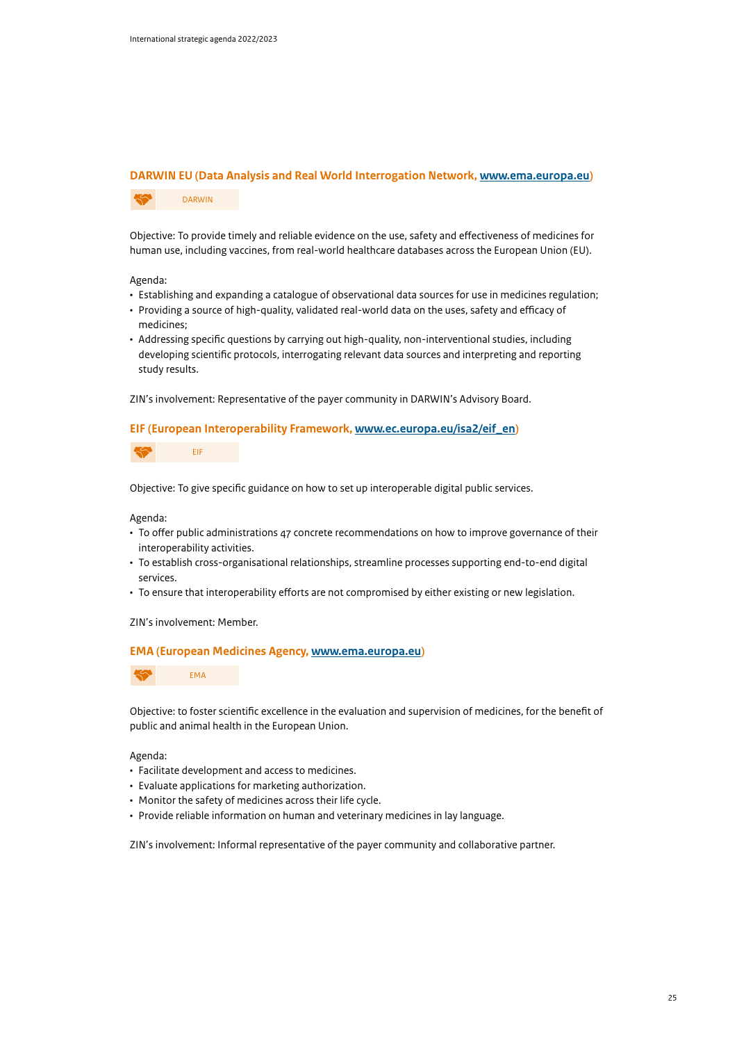### DARWIN EU (Data Analysis and Real World Interrogation Network, [www.ema.europa.eu](http://www.ema.europa.eu))

DARWIN

Objective: To provide timely and reliable evidence on the use, safety and effectiveness of medicines for human use, including vaccines, from real-world healthcare databases across the European Union (EU).

Agenda:

- Establishing and expanding a catalogue of observational data sources for use in medicines regulation;
- Providing a source of high-quality, validated real-world data on the uses, safety and efficacy of medicines;
- Addressing specific questions by carrying out high-quality, non-interventional studies, including developing scientific protocols, interrogating relevant data sources and interpreting and reporting study results.

ZIN's involvement: Representative of the payer community in DARWIN's Advisory Board.

### EIF (European Interoperability Framework, [www.ec.europa.eu/isa2/eif_en](http://www.ec.europa.eu/isa2/eif_en))

EIF

Objective: To give specific guidance on how to set up interoperable digital public services.

Agenda:

- To offer public administrations 47 concrete recommendations on how to improve governance of their interoperability activities.
- To establish cross-organisational relationships, streamline processes supporting end-to-end digital services.
- To ensure that interoperability efforts are not compromised by either existing or new legislation.

ZIN's involvement: Member.

### EMA (European Medicines Agency, [www.ema.europa.eu](http://www.ema.europa.eu))

EMA

Objective: to foster scientific excellence in the evaluation and supervision of medicines, for the benefit of public and animal health in the European Union.

Agenda:

- Facilitate development and access to medicines.
- Evaluate applications for marketing authorization.
- Monitor the safety of medicines across their life cycle.
- Provide reliable information on human and veterinary medicines in lay language.

ZIN's involvement: Informal representative of the payer community and collaborative partner.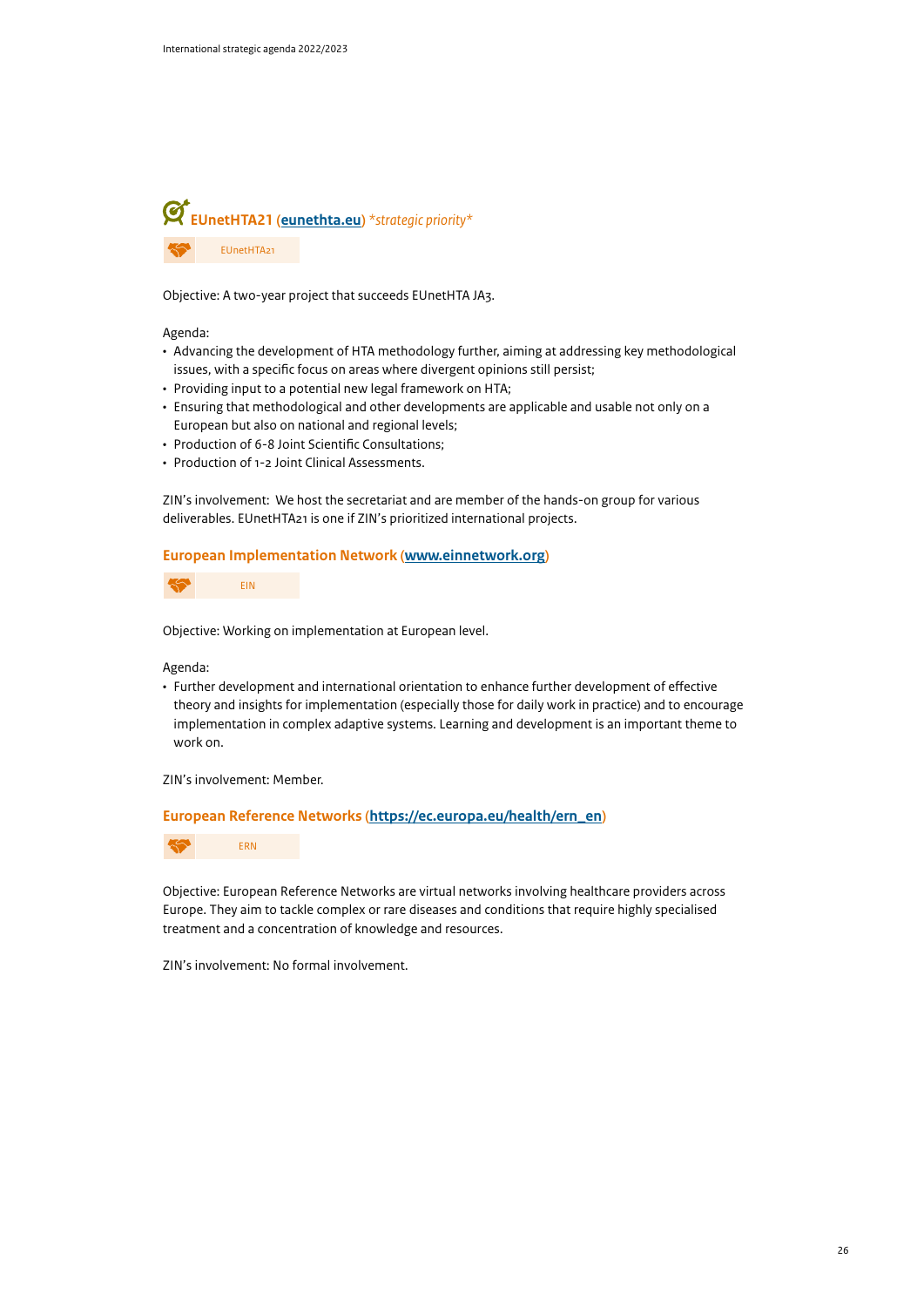## EUnetHTA21 (eunethta.eu) *strategic priority*

EUnetHTA21

Objective: A two-year project that succeeds EUnetHTA JA3.

Agenda:

- Advancing the development of HTA methodology further, aiming at addressing key methodological issues, with a specific focus on areas where divergent opinions still persist;
- Providing input to a potential new legal framework on HTA;
- Ensuring that methodological and other developments are applicable and usable not only on a European but also on national and regional levels;
- Production of 6-8 Joint Scientific Consultations;
- Production of 1-2 Joint Clinical Assessments.

ZIN's involvement: We host the secretariat and are member of the hands-on group for various deliverables. EUnetHTA21 is one if ZIN's prioritized international projects.

## European Implementation Network (www.einnetwork.org)

EIN

Objective: Working on implementation at European level.

Agenda:

- Further development and international orientation to enhance further development of effective theory and insights for implementation (especially those for daily work in practice) and to encourage implementation in complex adaptive systems. Learning and development is an important theme to work on.

ZIN's involvement: Member.

## European Reference Networks (https://ec.europa.eu/health/ern_en)

ERN

Objective: European Reference Networks are virtual networks involving healthcare providers across Europe. They aim to tackle complex or rare diseases and conditions that require highly specialised treatment and a concentration of knowledge and resources.

ZIN's involvement: No formal involvement.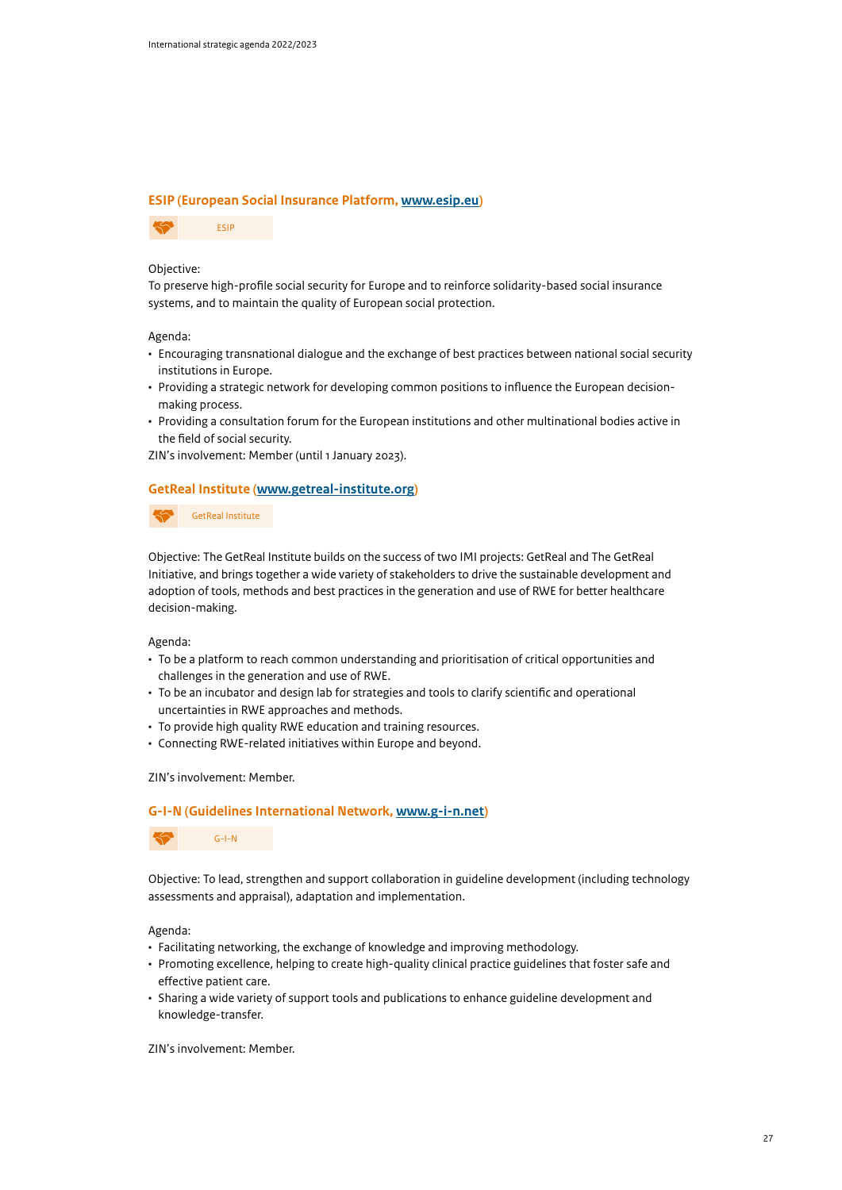## ESIP (European Social Insurance Platform, www.esip.eu)

ESIP

Objective:
To preserve high-profile social security for Europe and to reinforce solidarity-based social insurance systems, and to maintain the quality of European social protection.

Agenda:
- Encouraging transnational dialogue and the exchange of best practices between national social security institutions in Europe.
- Providing a strategic network for developing common positions to influence the European decision-making process.
- Providing a consultation forum for the European institutions and other multinational bodies active in the field of social security.

ZIN's involvement: Member (until 1 January 2023).

## GetReal Institute (www.getreal-institute.org)

GetReal Institute

Objective: The GetReal Institute builds on the success of two IMI projects: GetReal and The GetReal Initiative, and brings together a wide variety of stakeholders to drive the sustainable development and adoption of tools, methods and best practices in the generation and use of RWE for better healthcare decision-making.

Agenda:
- To be a platform to reach common understanding and prioritisation of critical opportunities and challenges in the generation and use of RWE.
- To be an incubator and design lab for strategies and tools to clarify scientific and operational uncertainties in RWE approaches and methods.
- To provide high quality RWE education and training resources.
- Connecting RWE-related initiatives within Europe and beyond.

ZIN's involvement: Member.

## G-I-N (Guidelines International Network, www.g-i-n.net)

G-I-N

Objective: To lead, strengthen and support collaboration in guideline development (including technology assessments and appraisal), adaptation and implementation.

Agenda:
- Facilitating networking, the exchange of knowledge and improving methodology.
- Promoting excellence, helping to create high-quality clinical practice guidelines that foster safe and effective patient care.
- Sharing a wide variety of support tools and publications to enhance guideline development and knowledge-transfer.

ZIN's involvement: Member.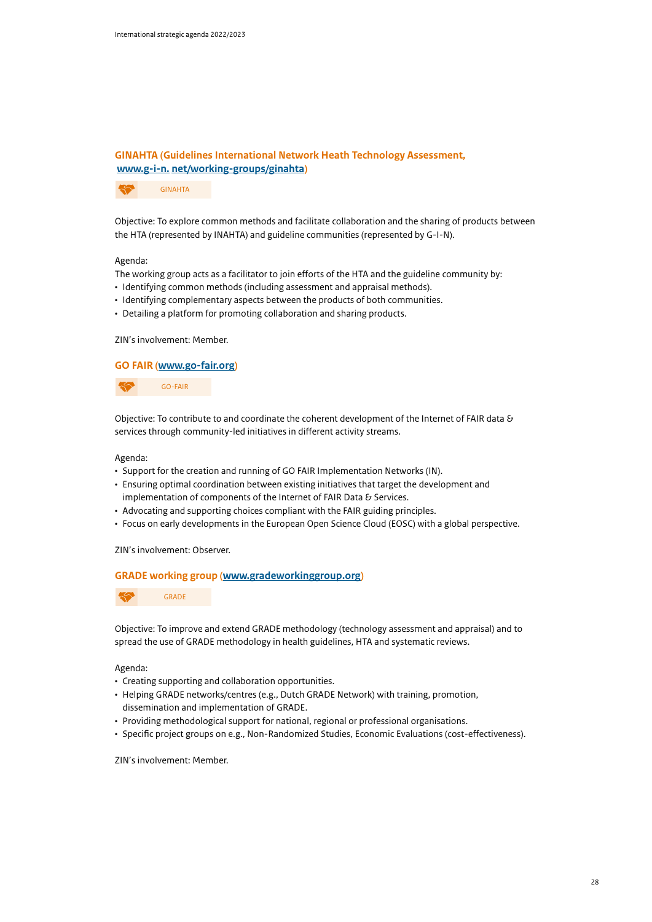### GINAHTA (Guidelines International Network Heath Technology Assessment, www.g-i-n. net/working-groups/ginahta)

GINAHTA

Objective: To explore common methods and facilitate collaboration and the sharing of products between the HTA (represented by INAHTA) and guideline communities (represented by G-I-N).

Agenda:
The working group acts as a facilitator to join efforts of the HTA and the guideline community by:
- Identifying common methods (including assessment and appraisal methods).
- Identifying complementary aspects between the products of both communities.
- Detailing a platform for promoting collaboration and sharing products.

ZIN's involvement: Member.

### GO FAIR (www.go-fair.org)

GO-FAIR

Objective: To contribute to and coordinate the coherent development of the Internet of FAIR data & services through community-led initiatives in different activity streams.

Agenda:
- Support for the creation and running of GO FAIR Implementation Networks (IN).
- Ensuring optimal coordination between existing initiatives that target the development and implementation of components of the Internet of FAIR Data & Services.
- Advocating and supporting choices compliant with the FAIR guiding principles.
- Focus on early developments in the European Open Science Cloud (EOSC) with a global perspective.

ZIN's involvement: Observer.

### GRADE working group (www.gradeworkinggroup.org)

GRADE

Objective: To improve and extend GRADE methodology (technology assessment and appraisal) and to spread the use of GRADE methodology in health guidelines, HTA and systematic reviews.

Agenda:
- Creating supporting and collaboration opportunities.
- Helping GRADE networks/centres (e.g., Dutch GRADE Network) with training, promotion, dissemination and implementation of GRADE.
- Providing methodological support for national, regional or professional organisations.
- Specific project groups on e.g., Non-Randomized Studies, Economic Evaluations (cost-effectiveness).

ZIN's involvement: Member.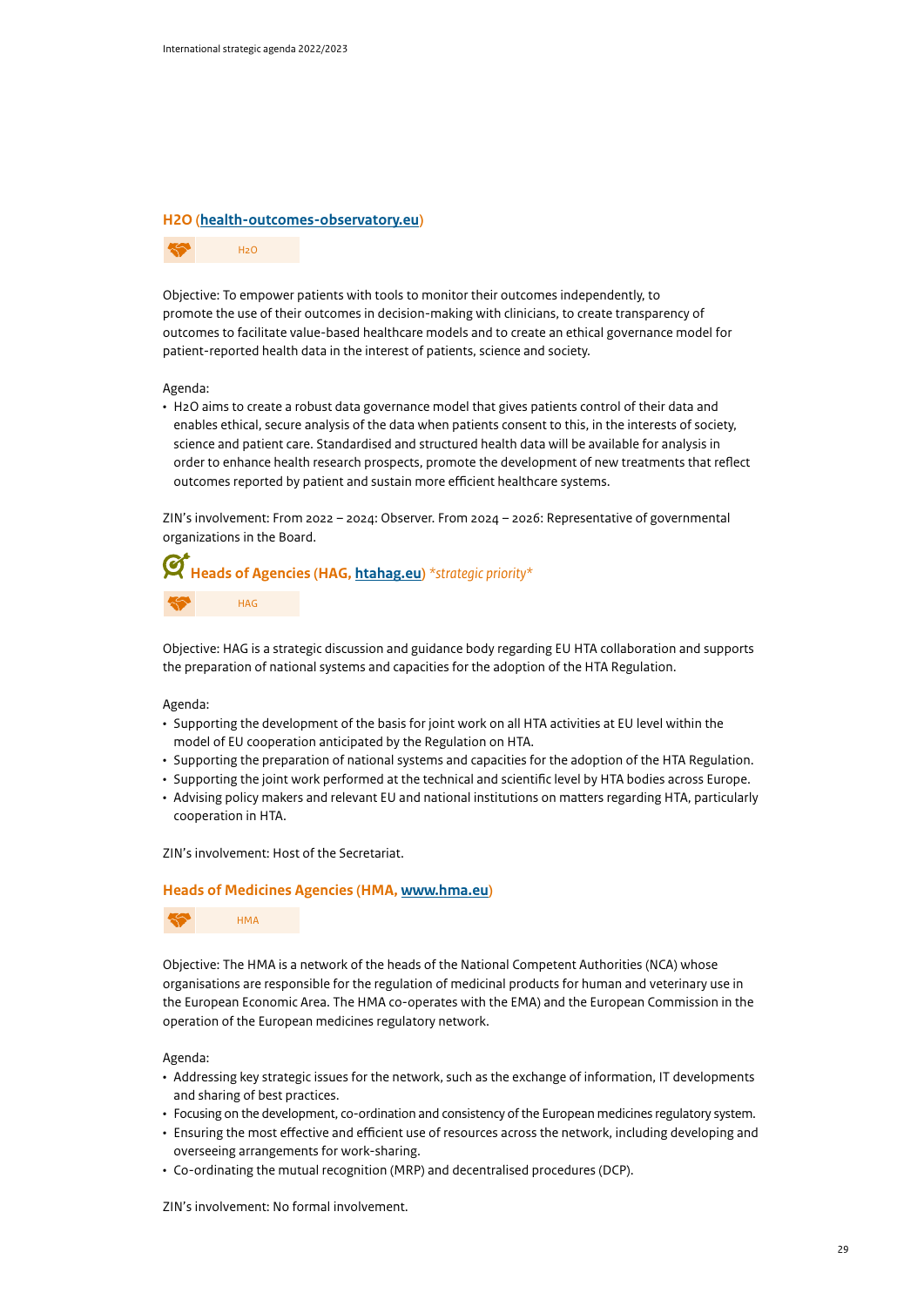### H2O ([health-outcomes-observatory.eu](health-outcomes-observatory.eu))

H2O

Objective: To empower patients with tools to monitor their outcomes independently, to promote the use of their outcomes in decision-making with clinicians, to create transparency of outcomes to facilitate value-based healthcare models and to create an ethical governance model for patient-reported health data in the interest of patients, science and society.

Agenda:

- H2O aims to create a robust data governance model that gives patients control of their data and enables ethical, secure analysis of the data when patients consent to this, in the interests of society, science and patient care. Standardised and structured health data will be available for analysis in order to enhance health research prospects, promote the development of new treatments that reflect outcomes reported by patient and sustain more efficient healthcare systems.

ZIN's involvement: From 2022 – 2024: Observer. From 2024 – 2026: Representative of governmental organizations in the Board.

### Heads of Agencies (HAG, [htahag.eu](htahag.eu)) *\*strategic priority\**

HAG

Objective: HAG is a strategic discussion and guidance body regarding EU HTA collaboration and supports the preparation of national systems and capacities for the adoption of the HTA Regulation.

Agenda:

- Supporting the development of the basis for joint work on all HTA activities at EU level within the model of EU cooperation anticipated by the Regulation on HTA.
- Supporting the preparation of national systems and capacities for the adoption of the HTA Regulation.
- Supporting the joint work performed at the technical and scientific level by HTA bodies across Europe.
- Advising policy makers and relevant EU and national institutions on matters regarding HTA, particularly cooperation in HTA.

ZIN's involvement: Host of the Secretariat.

### Heads of Medicines Agencies (HMA, [www.hma.eu](www.hma.eu))

HMA

Objective: The HMA is a network of the heads of the National Competent Authorities (NCA) whose organisations are responsible for the regulation of medicinal products for human and veterinary use in the European Economic Area. The HMA co-operates with the EMA) and the European Commission in the operation of the European medicines regulatory network.

Agenda:

- Addressing key strategic issues for the network, such as the exchange of information, IT developments and sharing of best practices.
- Focusing on the development, co-ordination and consistency of the European medicines regulatory system.
- Ensuring the most effective and efficient use of resources across the network, including developing and overseeing arrangements for work-sharing.
- Co-ordinating the mutual recognition (MRP) and decentralised procedures (DCP).

ZIN's involvement: No formal involvement.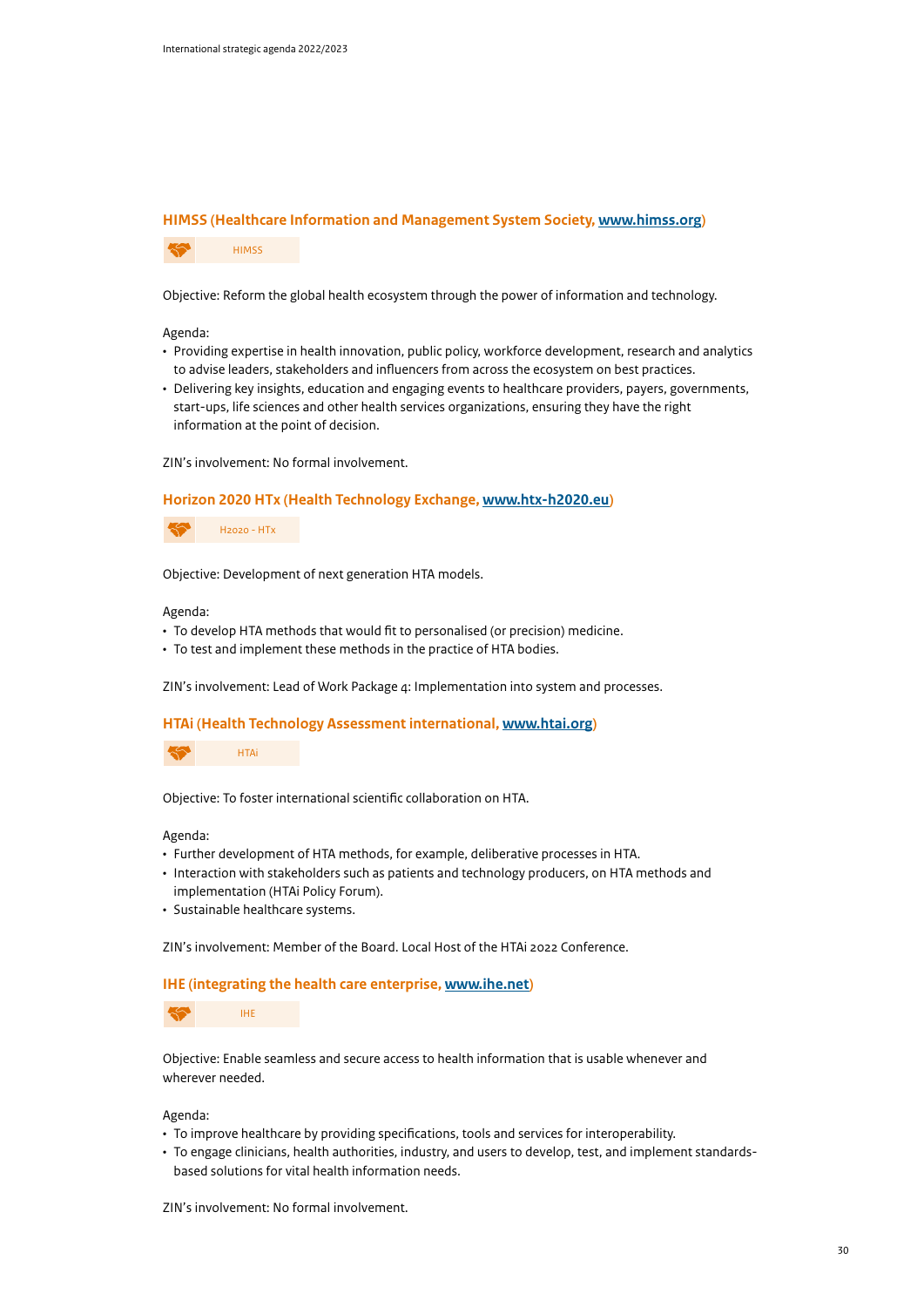### HIMSS (Healthcare Information and Management System Society, [www.himss.org](http://www.himss.org))

HIMSS

Objective: Reform the global health ecosystem through the power of information and technology.

Agenda:

- Providing expertise in health innovation, public policy, workforce development, research and analytics to advise leaders, stakeholders and influencers from across the ecosystem on best practices.
- Delivering key insights, education and engaging events to healthcare providers, payers, governments, start-ups, life sciences and other health services organizations, ensuring they have the right information at the point of decision.

ZIN's involvement: No formal involvement.

### Horizon 2020 HTx (Health Technology Exchange, [www.htx-h2020.eu](http://www.htx-h2020.eu))

H2020 - HTx

Objective: Development of next generation HTA models.

Agenda:

- To develop HTA methods that would fit to personalised (or precision) medicine.
- To test and implement these methods in the practice of HTA bodies.

ZIN's involvement: Lead of Work Package 4: Implementation into system and processes.

### HTAi (Health Technology Assessment international, [www.htai.org](http://www.htai.org))

HTAi

Objective: To foster international scientific collaboration on HTA.

Agenda:

- Further development of HTA methods, for example, deliberative processes in HTA.
- Interaction with stakeholders such as patients and technology producers, on HTA methods and implementation (HTAi Policy Forum).
- Sustainable healthcare systems.

ZIN's involvement: Member of the Board. Local Host of the HTAi 2022 Conference.

### IHE (integrating the health care enterprise, [www.ihe.net](http://www.ihe.net))

IHE

Objective: Enable seamless and secure access to health information that is usable whenever and wherever needed.

Agenda:

- To improve healthcare by providing specifications, tools and services for interoperability.
- To engage clinicians, health authorities, industry, and users to develop, test, and implement standards-based solutions for vital health information needs.

ZIN's involvement: No formal involvement.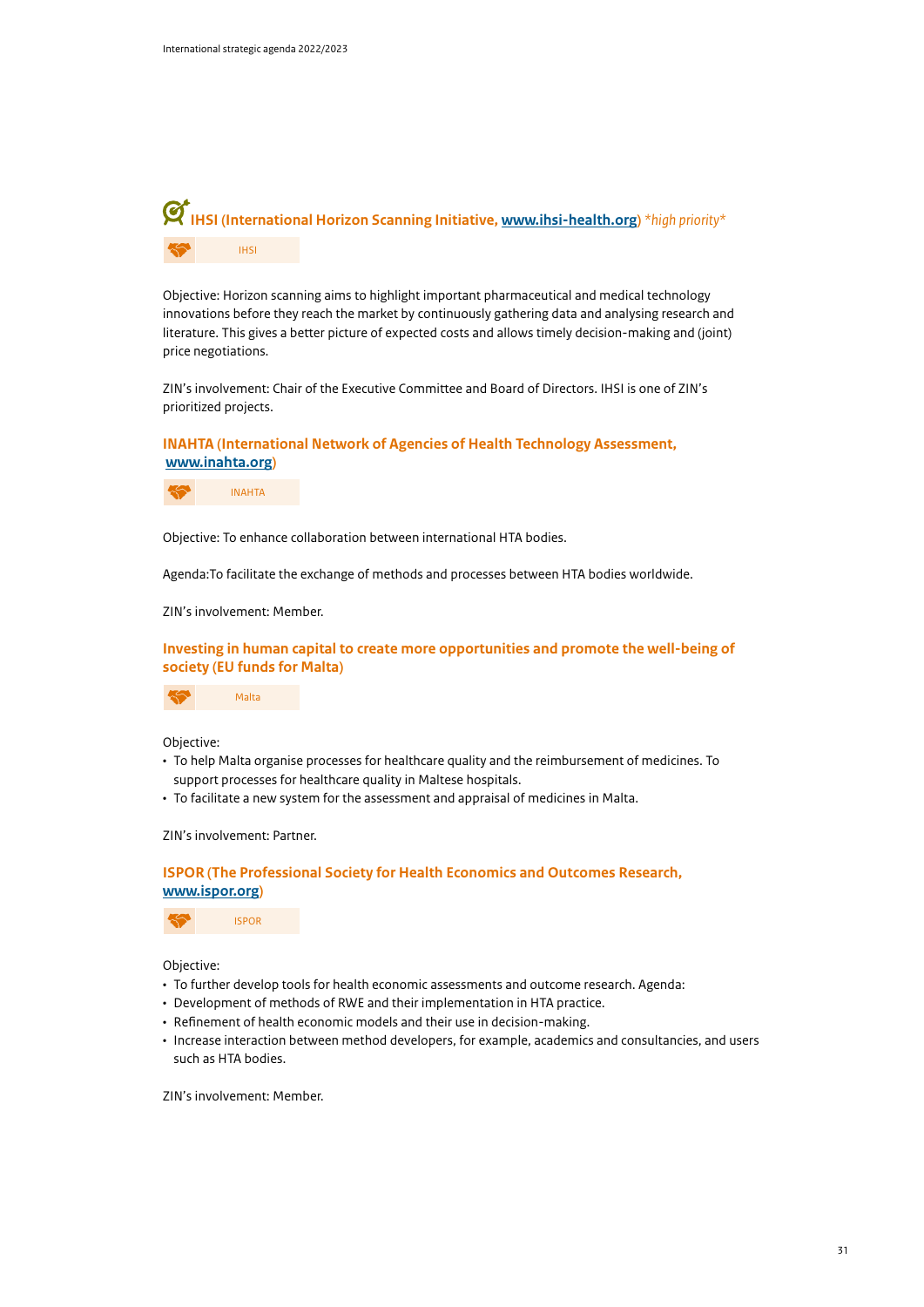## IHSI (International Horizon Scanning Initiative, www.ihsi-health.org) *high priority*

IHSI

Objective: Horizon scanning aims to highlight important pharmaceutical and medical technology innovations before they reach the market by continuously gathering data and analysing research and literature. This gives a better picture of expected costs and allows timely decision-making and (joint) price negotiations.

ZIN's involvement: Chair of the Executive Committee and Board of Directors. IHSI is one of ZIN's prioritized projects.

## INAHTA (International Network of Agencies of Health Technology Assessment, www.inahta.org)

INAHTA

Objective: To enhance collaboration between international HTA bodies.

Agenda:To facilitate the exchange of methods and processes between HTA bodies worldwide.

ZIN's involvement: Member.

## Investing in human capital to create more opportunities and promote the well-being of society (EU funds for Malta)

Malta

Objective:

- To help Malta organise processes for healthcare quality and the reimbursement of medicines. To support processes for healthcare quality in Maltese hospitals.
- To facilitate a new system for the assessment and appraisal of medicines in Malta.

ZIN's involvement: Partner.

## ISPOR (The Professional Society for Health Economics and Outcomes Research, www.ispor.org)

ISPOR

Objective:

- To further develop tools for health economic assessments and outcome research. Agenda:
- Development of methods of RWE and their implementation in HTA practice.
- Refinement of health economic models and their use in decision-making.
- Increase interaction between method developers, for example, academics and consultancies, and users such as HTA bodies.

ZIN's involvement: Member.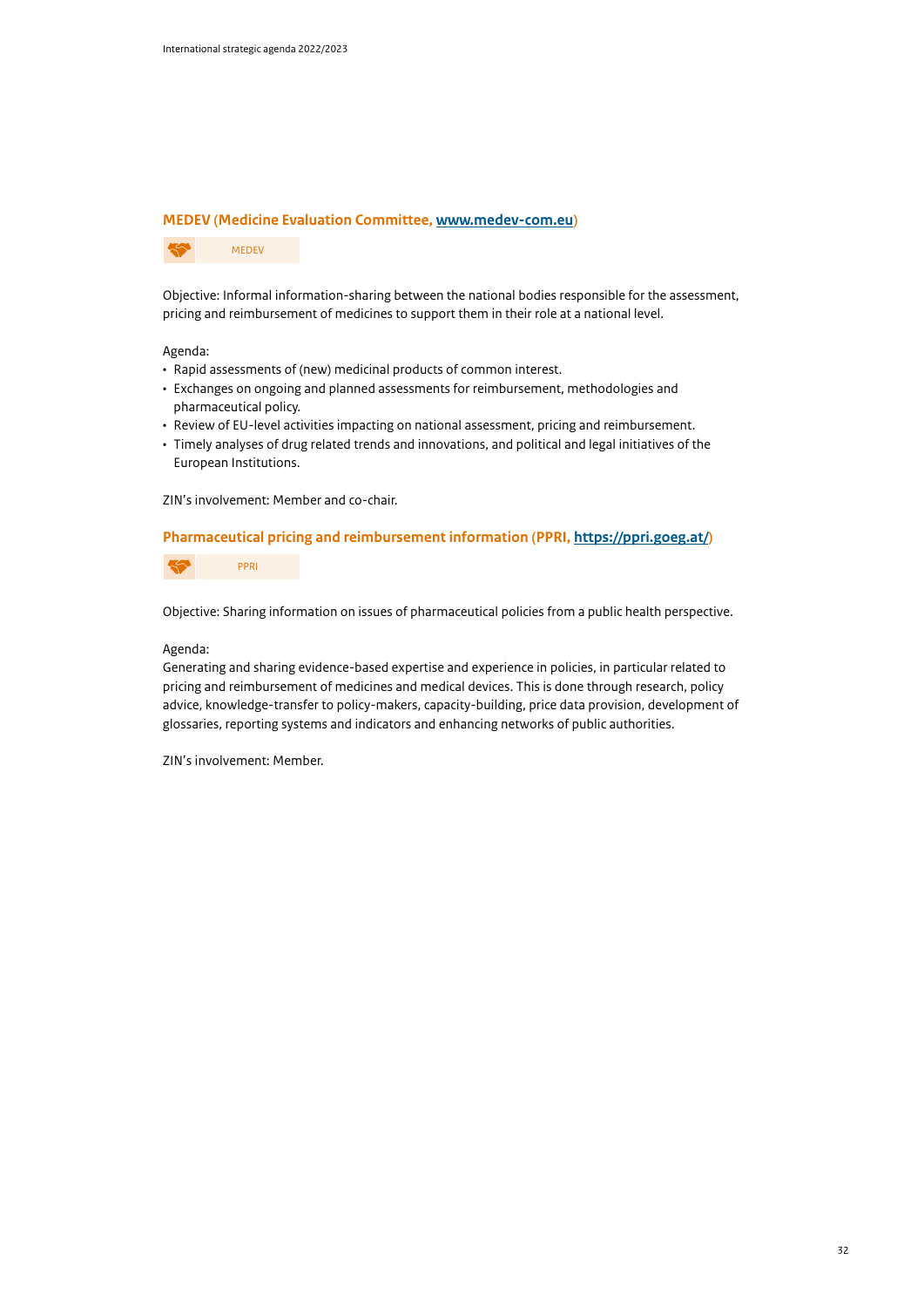### MEDEV (Medicine Evaluation Committee, [www.medev-com.eu](http://www.medev-com.eu))

MEDEV

Objective: Informal information-sharing between the national bodies responsible for the assessment, pricing and reimbursement of medicines to support them in their role at a national level.

Agenda:

- Rapid assessments of (new) medicinal products of common interest.
- Exchanges on ongoing and planned assessments for reimbursement, methodologies and pharmaceutical policy.
- Review of EU-level activities impacting on national assessment, pricing and reimbursement.
- Timely analyses of drug related trends and innovations, and political and legal initiatives of the European Institutions.

ZIN's involvement: Member and co-chair.

### Pharmaceutical pricing and reimbursement information (PPRI, [https://ppri.goeg.at/](https://ppri.goeg.at/))

PPRI

Objective: Sharing information on issues of pharmaceutical policies from a public health perspective.

Agenda:
Generating and sharing evidence-based expertise and experience in policies, in particular related to pricing and reimbursement of medicines and medical devices. This is done through research, policy advice, knowledge-transfer to policy-makers, capacity-building, price data provision, development of glossaries, reporting systems and indicators and enhancing networks of public authorities.

ZIN's involvement: Member.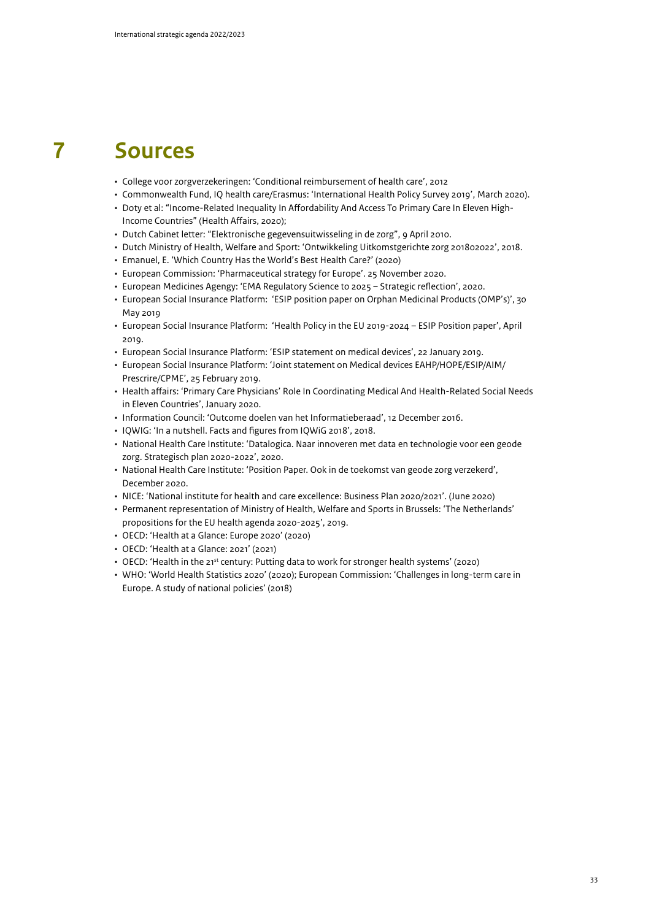# 7 Sources

- College voor zorgverzekeringen: 'Conditional reimbursement of health care', 2012
- Commonwealth Fund, IQ health care/Erasmus: 'International Health Policy Survey 2019', March 2020).
- Doty et al: "Income-Related Inequality In Affordability And Access To Primary Care In Eleven High-Income Countries" (Health Affairs, 2020);
- Dutch Cabinet letter: "Elektronische gegevensuitwisseling in de zorg", 9 April 2010.
- Dutch Ministry of Health, Welfare and Sport: 'Ontwikkeling Uitkomstgerichte zorg 201802022', 2018.
- Emanuel, E. 'Which Country Has the World's Best Health Care?' (2020)
- European Commission: 'Pharmaceutical strategy for Europe'. 25 November 2020.
- European Medicines Agengy: 'EMA Regulatory Science to 2025 – Strategic reflection', 2020.
- European Social Insurance Platform: 'ESIP position paper on Orphan Medicinal Products (OMP's)', 30 May 2019
- European Social Insurance Platform: 'Health Policy in the EU 2019-2024 – ESIP Position paper', April 2019.
- European Social Insurance Platform: 'ESIP statement on medical devices', 22 January 2019.
- European Social Insurance Platform: 'Joint statement on Medical devices EAHP/HOPE/ESIP/AIM/Prescrire/CPME', 25 February 2019.
- Health affairs: 'Primary Care Physicians' Role In Coordinating Medical And Health-Related Social Needs in Eleven Countries', January 2020.
- Information Council: 'Outcome doelen van het Informatieberaad', 12 December 2016.
- IQWIG: 'In a nutshell. Facts and figures from IQWiG 2018', 2018.
- National Health Care Institute: 'Datalogica. Naar innoveren met data en technologie voor een geode zorg. Strategisch plan 2020-2022', 2020.
- National Health Care Institute: 'Position Paper. Ook in de toekomst van geode zorg verzekerd', December 2020.
- NICE: 'National institute for health and care excellence: Business Plan 2020/2021'. (June 2020)
- Permanent representation of Ministry of Health, Welfare and Sports in Brussels: 'The Netherlands' propositions for the EU health agenda 2020-2025', 2019.
- OECD: 'Health at a Glance: Europe 2020' (2020)
- OECD: 'Health at a Glance: 2021' (2021)
- OECD: 'Health in the 21st century: Putting data to work for stronger health systems' (2020)
- WHO: 'World Health Statistics 2020' (2020); European Commission: 'Challenges in long-term care in Europe. A study of national policies' (2018)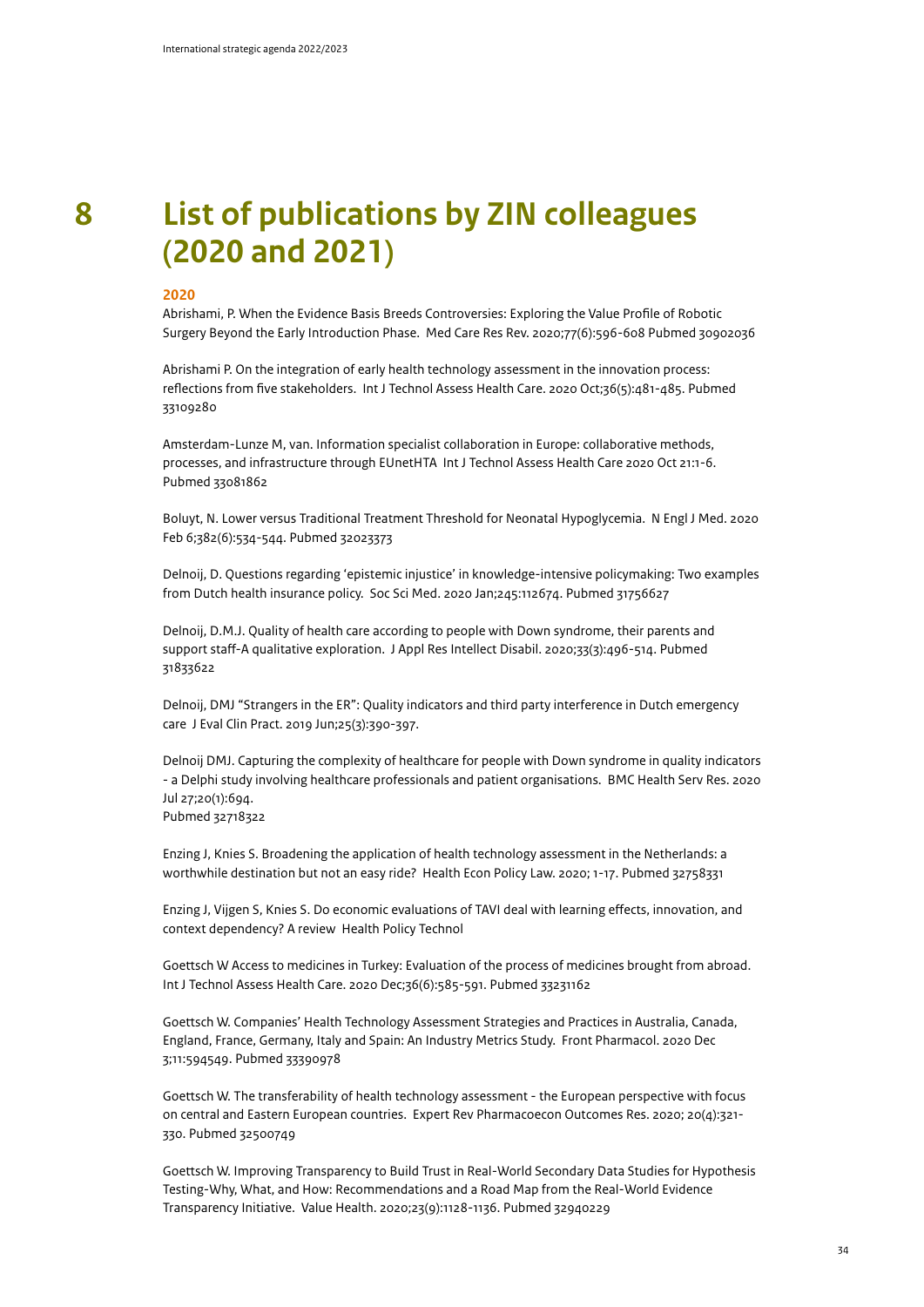# 8 List of publications by ZIN colleagues (2020 and 2021)

## 2020

Abrishami, P. When the Evidence Basis Breeds Controversies: Exploring the Value Profile of Robotic Surgery Beyond the Early Introduction Phase. Med Care Res Rev. 2020;77(6):596-608 Pubmed 30902036

Abrishami P. On the integration of early health technology assessment in the innovation process: reflections from five stakeholders. Int J Technol Assess Health Care. 2020 Oct;36(5):481-485. Pubmed 33109280

Amsterdam-Lunze M, van. Information specialist collaboration in Europe: collaborative methods, processes, and infrastructure through EUnetHTA Int J Technol Assess Health Care 2020 Oct 21:1-6. Pubmed 33081862

Boluyt, N. Lower versus Traditional Treatment Threshold for Neonatal Hypoglycemia. N Engl J Med. 2020 Feb 6;382(6):534-544. Pubmed 32023373

Delnoij, D. Questions regarding 'epistemic injustice' in knowledge-intensive policymaking: Two examples from Dutch health insurance policy. Soc Sci Med. 2020 Jan;245:112674. Pubmed 31756627

Delnoij, D.M.J. Quality of health care according to people with Down syndrome, their parents and support staff-A qualitative exploration. J Appl Res Intellect Disabil. 2020;33(3):496-514. Pubmed 31833622

Delnoij, DMJ "Strangers in the ER": Quality indicators and third party interference in Dutch emergency care J Eval Clin Pract. 2019 Jun;25(3):390-397.

Delnoij DMJ. Capturing the complexity of healthcare for people with Down syndrome in quality indicators - a Delphi study involving healthcare professionals and patient organisations. BMC Health Serv Res. 2020 Jul 27;20(1):694.
Pubmed 32718322

Enzing J, Knies S. Broadening the application of health technology assessment in the Netherlands: a worthwhile destination but not an easy ride? Health Econ Policy Law. 2020; 1-17. Pubmed 32758331

Enzing J, Vijgen S, Knies S. Do economic evaluations of TAVI deal with learning effects, innovation, and context dependency? A review Health Policy Technol

Goettsch W Access to medicines in Turkey: Evaluation of the process of medicines brought from abroad. Int J Technol Assess Health Care. 2020 Dec;36(6):585-591. Pubmed 33231162

Goettsch W. Companies' Health Technology Assessment Strategies and Practices in Australia, Canada, England, France, Germany, Italy and Spain: An Industry Metrics Study. Front Pharmacol. 2020 Dec 3;11:594549. Pubmed 33390978

Goettsch W. The transferability of health technology assessment - the European perspective with focus on central and Eastern European countries. Expert Rev Pharmacoecon Outcomes Res. 2020; 20(4):321-330. Pubmed 32500749

Goettsch W. Improving Transparency to Build Trust in Real-World Secondary Data Studies for Hypothesis Testing-Why, What, and How: Recommendations and a Road Map from the Real-World Evidence Transparency Initiative. Value Health. 2020;23(9):1128-1136. Pubmed 32940229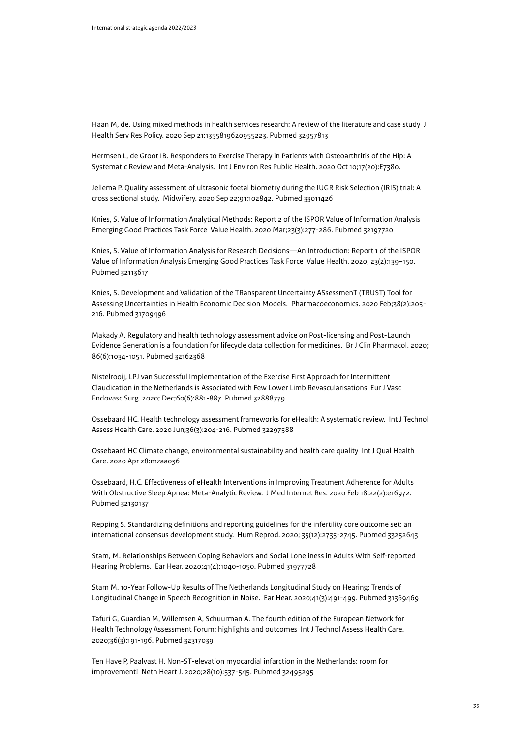Haan M, de. Using mixed methods in health services research: A review of the literature and case study J Health Serv Res Policy. 2020 Sep 21:1355819620955223. Pubmed 32957813

Hermsen L, de Groot IB. Responders to Exercise Therapy in Patients with Osteoarthritis of the Hip: A Systematic Review and Meta-Analysis. Int J Environ Res Public Health. 2020 Oct 10;17(20):E7380.

Jellema P. Quality assessment of ultrasonic foetal biometry during the IUGR Risk Selection (IRIS) trial: A cross sectional study. Midwifery. 2020 Sep 22;91:102842. Pubmed 33011426

Knies, S. Value of Information Analytical Methods: Report 2 of the ISPOR Value of Information Analysis Emerging Good Practices Task Force Value Health. 2020 Mar;23(3):277-286. Pubmed 32197720

Knies, S. Value of Information Analysis for Research Decisions—An Introduction: Report 1 of the ISPOR Value of Information Analysis Emerging Good Practices Task Force Value Health. 2020; 23(2):139–150. Pubmed 32113617

Knies, S. Development and Validation of the TRansparent Uncertainty ASsessmenT (TRUST) Tool for Assessing Uncertainties in Health Economic Decision Models. Pharmacoeconomics. 2020 Feb;38(2):205-216. Pubmed 31709496

Makady A. Regulatory and health technology assessment advice on Post-licensing and Post-Launch Evidence Generation is a foundation for lifecycle data collection for medicines. Br J Clin Pharmacol. 2020; 86(6):1034-1051. Pubmed 32162368

Nistelrooij, LPJ van Successful Implementation of the Exercise First Approach for Intermittent Claudication in the Netherlands is Associated with Few Lower Limb Revascularisations Eur J Vasc Endovasc Surg. 2020; Dec;60(6):881-887. Pubmed 32888779

Ossebaard HC. Health technology assessment frameworks for eHealth: A systematic review. Int J Technol Assess Health Care. 2020 Jun;36(3):204-216. Pubmed 32297588

Ossebaard HC Climate change, environmental sustainability and health care quality Int J Qual Health Care. 2020 Apr 28:mzaa036

Ossebaard, H.C. Effectiveness of eHealth Interventions in Improving Treatment Adherence for Adults With Obstructive Sleep Apnea: Meta-Analytic Review. J Med Internet Res. 2020 Feb 18;22(2):e16972. Pubmed 32130137

Repping S. Standardizing definitions and reporting guidelines for the infertility core outcome set: an international consensus development study. Hum Reprod. 2020; 35(12):2735-2745. Pubmed 33252643

Stam, M. Relationships Between Coping Behaviors and Social Loneliness in Adults With Self-reported Hearing Problems. Ear Hear. 2020;41(4):1040-1050. Pubmed 31977728

Stam M. 10-Year Follow-Up Results of The Netherlands Longitudinal Study on Hearing: Trends of Longitudinal Change in Speech Recognition in Noise. Ear Hear. 2020;41(3):491-499. Pubmed 31369469

Tafuri G, Guardian M, Willemsen A, Schuurman A. The fourth edition of the European Network for Health Technology Assessment Forum: highlights and outcomes Int J Technol Assess Health Care. 2020;36(3):191-196. Pubmed 32317039

Ten Have P, Paalvast H. Non-ST-elevation myocardial infarction in the Netherlands: room for improvement! Neth Heart J. 2020;28(10):537-545. Pubmed 32495295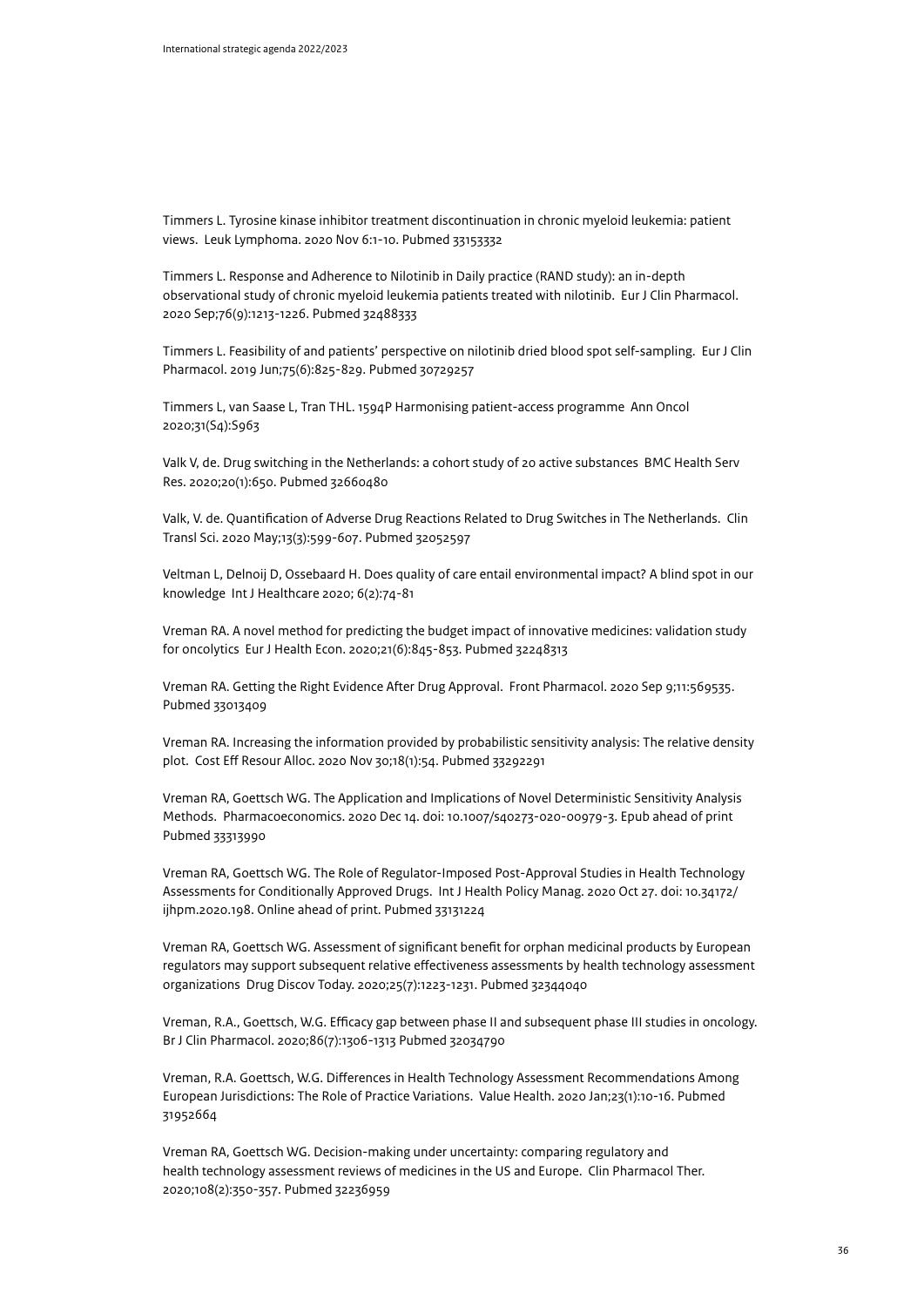Timmers L. Tyrosine kinase inhibitor treatment discontinuation in chronic myeloid leukemia: patient views.  Leuk Lymphoma. 2020 Nov 6:1-10. Pubmed 33153332

Timmers L. Response and Adherence to Nilotinib in Daily practice (RAND study): an in-depth observational study of chronic myeloid leukemia patients treated with nilotinib.  Eur J Clin Pharmacol. 2020 Sep;76(9):1213-1226. Pubmed 32488333

Timmers L. Feasibility of and patients' perspective on nilotinib dried blood spot self-sampling.  Eur J Clin Pharmacol. 2019 Jun;75(6):825-829. Pubmed 30729257

Timmers L, van Saase L, Tran THL. 1594P Harmonising patient-access programme  Ann Oncol 2020;31(S4):S963

Valk V, de. Drug switching in the Netherlands: a cohort study of 20 active substances  BMC Health Serv Res. 2020;20(1):650. Pubmed 32660480

Valk, V. de. Quantification of Adverse Drug Reactions Related to Drug Switches in The Netherlands.  Clin Transl Sci. 2020 May;13(3):599-607. Pubmed 32052597

Veltman L, Delnoij D, Ossebaard H. Does quality of care entail environmental impact? A blind spot in our knowledge  Int J Healthcare 2020; 6(2):74-81

Vreman RA. A novel method for predicting the budget impact of innovative medicines: validation study for oncolytics  Eur J Health Econ. 2020;21(6):845-853. Pubmed 32248313

Vreman RA. Getting the Right Evidence After Drug Approval.  Front Pharmacol. 2020 Sep 9;11:569535. Pubmed 33013409

Vreman RA. Increasing the information provided by probabilistic sensitivity analysis: The relative density plot.  Cost Eff Resour Alloc. 2020 Nov 30;18(1):54. Pubmed 33292291

Vreman RA, Goettsch WG. The Application and Implications of Novel Deterministic Sensitivity Analysis Methods.  Pharmacoeconomics. 2020 Dec 14. doi: 10.1007/s40273-020-00979-3. Epub ahead of print Pubmed 33313990

Vreman RA, Goettsch WG. The Role of Regulator-Imposed Post-Approval Studies in Health Technology Assessments for Conditionally Approved Drugs.  Int J Health Policy Manag. 2020 Oct 27. doi: 10.34172/ijhpm.2020.198. Online ahead of print. Pubmed 33131224

Vreman RA, Goettsch WG. Assessment of significant benefit for orphan medicinal products by European regulators may support subsequent relative effectiveness assessments by health technology assessment organizations  Drug Discov Today. 2020;25(7):1223-1231. Pubmed 32344040

Vreman, R.A., Goettsch, W.G. Efficacy gap between phase II and subsequent phase III studies in oncology. Br J Clin Pharmacol. 2020;86(7):1306-1313 Pubmed 32034790

Vreman, R.A. Goettsch, W.G. Differences in Health Technology Assessment Recommendations Among European Jurisdictions: The Role of Practice Variations.  Value Health. 2020 Jan;23(1):10-16. Pubmed 31952664

Vreman RA, Goettsch WG. Decision-making under uncertainty: comparing regulatory and health technology assessment reviews of medicines in the US and Europe.  Clin Pharmacol Ther. 2020;108(2):350-357. Pubmed 32236959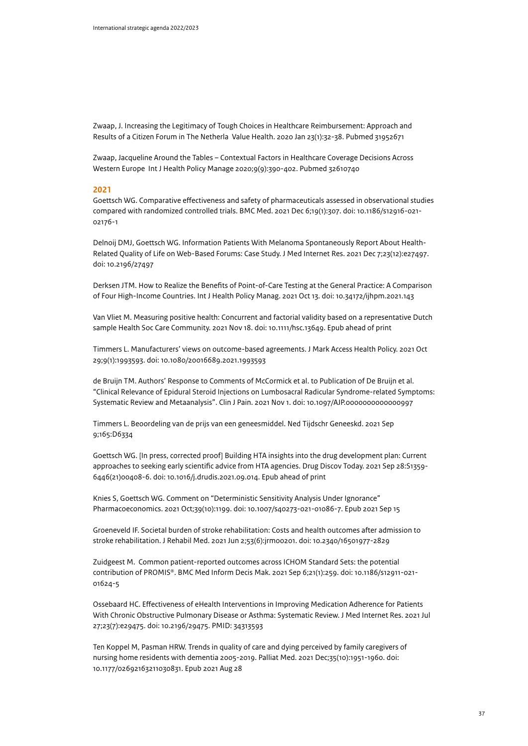Zwaap, J. Increasing the Legitimacy of Tough Choices in Healthcare Reimbursement: Approach and Results of a Citizen Forum in The Netherla Value Health. 2020 Jan 23(1):32-38. Pubmed 31952671

Zwaap, Jacqueline Around the Tables – Contextual Factors in Healthcare Coverage Decisions Across Western Europe Int J Health Policy Manage 2020;9(9):390-402. Pubmed 32610740

## 2021

Goettsch WG. Comparative effectiveness and safety of pharmaceuticals assessed in observational studies compared with randomized controlled trials. BMC Med. 2021 Dec 6;19(1):307. doi: 10.1186/s12916-021-02176-1

Delnoij DMJ, Goettsch WG. Information Patients With Melanoma Spontaneously Report About Health-Related Quality of Life on Web-Based Forums: Case Study. J Med Internet Res. 2021 Dec 7;23(12):e27497. doi: 10.2196/27497

Derksen JTM. How to Realize the Benefits of Point-of-Care Testing at the General Practice: A Comparison of Four High-Income Countries. Int J Health Policy Manag. 2021 Oct 13. doi: 10.34172/ijhpm.2021.143

Van Vliet M. Measuring positive health: Concurrent and factorial validity based on a representative Dutch sample Health Soc Care Community. 2021 Nov 18. doi: 10.1111/hsc.13649. Epub ahead of print

Timmers L. Manufacturers' views on outcome-based agreements. J Mark Access Health Policy. 2021 Oct 29;9(1):1993593. doi: 10.1080/20016689.2021.1993593

de Bruijn TM. Authors' Response to Comments of McCormick et al. to Publication of De Bruijn et al. "Clinical Relevance of Epidural Steroid Injections on Lumbosacral Radicular Syndrome-related Symptoms: Systematic Review and Metaanalysis". Clin J Pain. 2021 Nov 1. doi: 10.1097/AJP.0000000000000997

Timmers L. Beoordeling van de prijs van een geneesmiddel. Ned Tijdschr Geneeskd. 2021 Sep 9;165:D6334

Goettsch WG. [In press, corrected proof] Building HTA insights into the drug development plan: Current approaches to seeking early scientific advice from HTA agencies. Drug Discov Today. 2021 Sep 28:S1359-6446(21)00408-6. doi: 10.1016/j.drudis.2021.09.014. Epub ahead of print

Knies S, Goettsch WG. Comment on "Deterministic Sensitivity Analysis Under Ignorance" Pharmacoeconomics. 2021 Oct;39(10):1199. doi: 10.1007/s40273-021-01086-7. Epub 2021 Sep 15

Groeneveld IF. Societal burden of stroke rehabilitation: Costs and health outcomes after admission to stroke rehabilitation. J Rehabil Med. 2021 Jun 2;53(6):jrm00201. doi: 10.2340/16501977-2829

Zuidgeest M. Common patient-reported outcomes across ICHOM Standard Sets: the potential contribution of PROMIS®. BMC Med Inform Decis Mak. 2021 Sep 6;21(1):259. doi: 10.1186/s12911-021-01624-5

Ossebaard HC. Effectiveness of eHealth Interventions in Improving Medication Adherence for Patients With Chronic Obstructive Pulmonary Disease or Asthma: Systematic Review. J Med Internet Res. 2021 Jul 27;23(7):e29475. doi: 10.2196/29475. PMID: 34313593

Ten Koppel M, Pasman HRW. Trends in quality of care and dying perceived by family caregivers of nursing home residents with dementia 2005-2019. Palliat Med. 2021 Dec;35(10):1951-1960. doi: 10.1177/02692163211030831. Epub 2021 Aug 28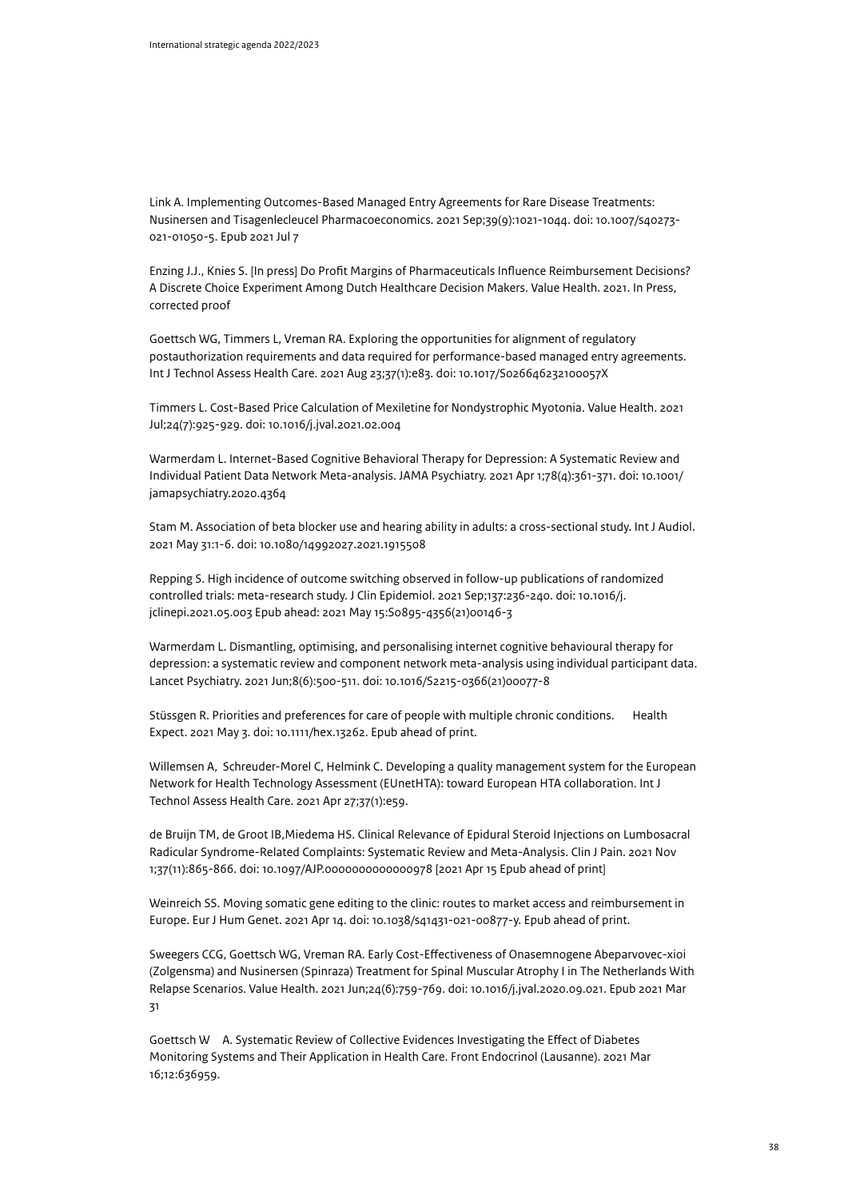Link A. Implementing Outcomes-Based Managed Entry Agreements for Rare Disease Treatments: Nusinersen and Tisagenlecleucel Pharmacoeconomics. 2021 Sep;39(9):1021-1044. doi: 10.1007/s40273-021-01050-5. Epub 2021 Jul 7

Enzing J.J., Knies S. [In press] Do Profit Margins of Pharmaceuticals Influence Reimbursement Decisions? A Discrete Choice Experiment Among Dutch Healthcare Decision Makers. Value Health. 2021. In Press, corrected proof

Goettsch WG, Timmers L, Vreman RA. Exploring the opportunities for alignment of regulatory postauthorization requirements and data required for performance-based managed entry agreements. Int J Technol Assess Health Care. 2021 Aug 23;37(1):e83. doi: 10.1017/S026646232100057X

Timmers L. Cost-Based Price Calculation of Mexiletine for Nondystrophic Myotonia. Value Health. 2021 Jul;24(7):925-929. doi: 10.1016/j.jval.2021.02.004

Warmerdam L. Internet-Based Cognitive Behavioral Therapy for Depression: A Systematic Review and Individual Patient Data Network Meta-analysis. JAMA Psychiatry. 2021 Apr 1;78(4):361-371. doi: 10.1001/jamapsychiatry.2020.4364

Stam M. Association of beta blocker use and hearing ability in adults: a cross-sectional study. Int J Audiol. 2021 May 31:1-6. doi: 10.1080/14992027.2021.1915508

Repping S. High incidence of outcome switching observed in follow-up publications of randomized controlled trials: meta-research study. J Clin Epidemiol. 2021 Sep;137:236-240. doi: 10.1016/j.jclinepi.2021.05.003 Epub ahead: 2021 May 15:S0895-4356(21)00146-3

Warmerdam L. Dismantling, optimising, and personalising internet cognitive behavioural therapy for depression: a systematic review and component network meta-analysis using individual participant data. Lancet Psychiatry. 2021 Jun;8(6):500-511. doi: 10.1016/S2215-0366(21)00077-8

Stüssgen R. Priorities and preferences for care of people with multiple chronic conditions. Health Expect. 2021 May 3. doi: 10.1111/hex.13262. Epub ahead of print.

Willemsen A, Schreuder-Morel C, Helmink C. Developing a quality management system for the European Network for Health Technology Assessment (EUnetHTA): toward European HTA collaboration. Int J Technol Assess Health Care. 2021 Apr 27;37(1):e59.

de Bruijn TM, de Groot IB,Miedema HS. Clinical Relevance of Epidural Steroid Injections on Lumbosacral Radicular Syndrome-Related Complaints: Systematic Review and Meta-Analysis. Clin J Pain. 2021 Nov 1;37(11):865-866. doi: 10.1097/AJP.0000000000000978 [2021 Apr 15 Epub ahead of print]

Weinreich SS. Moving somatic gene editing to the clinic: routes to market access and reimbursement in Europe. Eur J Hum Genet. 2021 Apr 14. doi: 10.1038/s41431-021-00877-y. Epub ahead of print.

Sweegers CCG, Goettsch WG, Vreman RA. Early Cost-Effectiveness of Onasemnogene Abeparvovec-xioi (Zolgensma) and Nusinersen (Spinraza) Treatment for Spinal Muscular Atrophy I in The Netherlands With Relapse Scenarios. Value Health. 2021 Jun;24(6):759-769. doi: 10.1016/j.jval.2020.09.021. Epub 2021 Mar 31

Goettsch W A. Systematic Review of Collective Evidences Investigating the Effect of Diabetes Monitoring Systems and Their Application in Health Care. Front Endocrinol (Lausanne). 2021 Mar 16;12:636959.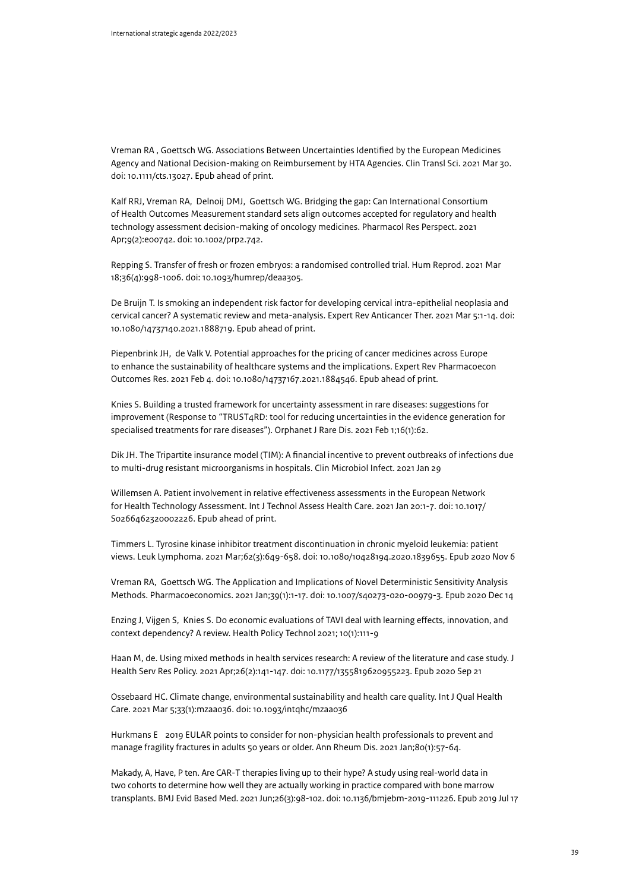Vreman RA , Goettsch WG. Associations Between Uncertainties Identified by the European Medicines Agency and National Decision-making on Reimbursement by HTA Agencies. Clin Transl Sci. 2021 Mar 30. doi: 10.1111/cts.13027. Epub ahead of print.

Kalf RRJ, Vreman RA, Delnoij DMJ, Goettsch WG. Bridging the gap: Can International Consortium of Health Outcomes Measurement standard sets align outcomes accepted for regulatory and health technology assessment decision-making of oncology medicines. Pharmacol Res Perspect. 2021 Apr;9(2):e00742. doi: 10.1002/prp2.742.

Repping S. Transfer of fresh or frozen embryos: a randomised controlled trial. Hum Reprod. 2021 Mar 18;36(4):998-1006. doi: 10.1093/humrep/deaa305.

De Bruijn T. Is smoking an independent risk factor for developing cervical intra-epithelial neoplasia and cervical cancer? A systematic review and meta-analysis. Expert Rev Anticancer Ther. 2021 Mar 5:1-14. doi: 10.1080/14737140.2021.1888719. Epub ahead of print.

Piepenbrink JH, de Valk V. Potential approaches for the pricing of cancer medicines across Europe to enhance the sustainability of healthcare systems and the implications. Expert Rev Pharmacoecon Outcomes Res. 2021 Feb 4. doi: 10.1080/14737167.2021.1884546. Epub ahead of print.

Knies S. Building a trusted framework for uncertainty assessment in rare diseases: suggestions for improvement (Response to "TRUST4RD: tool for reducing uncertainties in the evidence generation for specialised treatments for rare diseases"). Orphanet J Rare Dis. 2021 Feb 1;16(1):62.

Dik JH. The Tripartite insurance model (TIM): A financial incentive to prevent outbreaks of infections due to multi-drug resistant microorganisms in hospitals. Clin Microbiol Infect. 2021 Jan 29

Willemsen A. Patient involvement in relative effectiveness assessments in the European Network for Health Technology Assessment. Int J Technol Assess Health Care. 2021 Jan 20:1-7. doi: 10.1017/S0266462320002226. Epub ahead of print.

Timmers L. Tyrosine kinase inhibitor treatment discontinuation in chronic myeloid leukemia: patient views. Leuk Lymphoma. 2021 Mar;62(3):649-658. doi: 10.1080/10428194.2020.1839655. Epub 2020 Nov 6

Vreman RA, Goettsch WG. The Application and Implications of Novel Deterministic Sensitivity Analysis Methods. Pharmacoeconomics. 2021 Jan;39(1):1-17. doi: 10.1007/s40273-020-00979-3. Epub 2020 Dec 14

Enzing J, Vijgen S, Knies S. Do economic evaluations of TAVI deal with learning effects, innovation, and context dependency? A review. Health Policy Technol 2021; 10(1):111-9

Haan M, de. Using mixed methods in health services research: A review of the literature and case study. J Health Serv Res Policy. 2021 Apr;26(2):141-147. doi: 10.1177/1355819620955223. Epub 2020 Sep 21

Ossebaard HC. Climate change, environmental sustainability and health care quality. Int J Qual Health Care. 2021 Mar 5;33(1):mzaa036. doi: 10.1093/intqhc/mzaa036

Hurkmans E 2019 EULAR points to consider for non-physician health professionals to prevent and manage fragility fractures in adults 50 years or older. Ann Rheum Dis. 2021 Jan;80(1):57-64.

Makady, A, Have, P ten. Are CAR-T therapies living up to their hype? A study using real-world data in two cohorts to determine how well they are actually working in practice compared with bone marrow transplants. BMJ Evid Based Med. 2021 Jun;26(3):98-102. doi: 10.1136/bmjebm-2019-111226. Epub 2019 Jul 17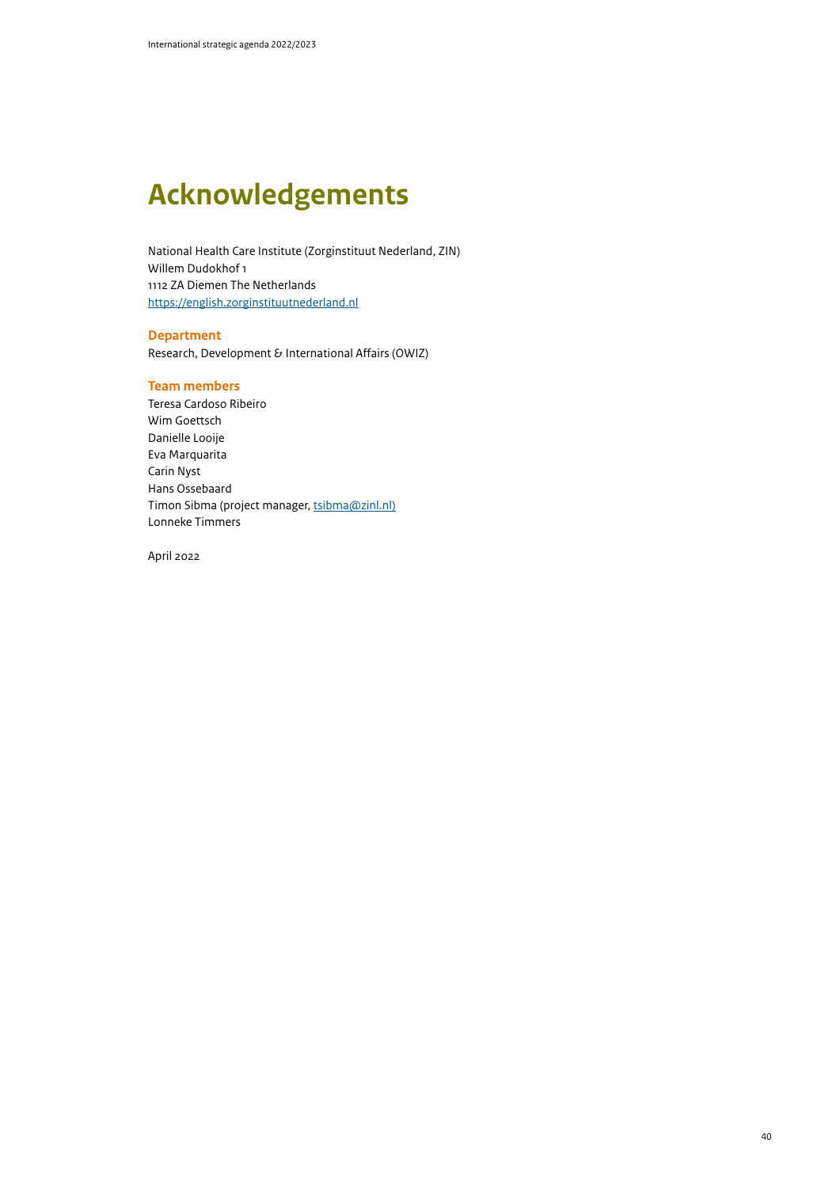# Acknowledgements

National Health Care Institute (Zorginstituut Nederland, ZIN)
Willem Dudokhof 1
1112 ZA Diemen The Netherlands
https://english.zorginstituutnederland.nl

## Department

Research, Development & International Affairs (OWIZ)

## Team members

Teresa Cardoso Ribeiro
Wim Goettsch
Danielle Looije
Eva Marquarita
Carin Nyst
Hans Ossebaard
Timon Sibma (project manager, tsibma@zinl.nl)
Lonneke Timmers

April 2022